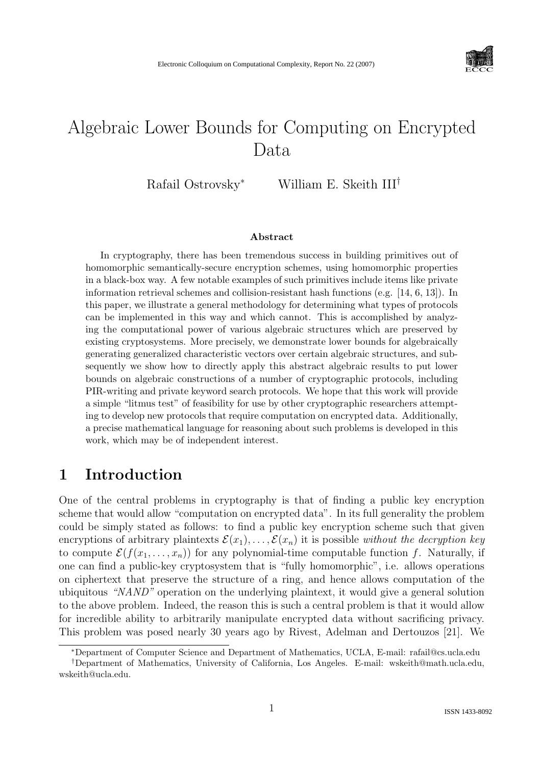# Algebraic Lower Bounds for Computing on Encrypted Data

Rafail Ostrovsky[*] William E. Skeith III[†]

### Abstract

In cryptography, there has been tremendous success in building primitives out of homomorphic semantically-secure encryption schemes, using homomorphic properties in a black-box way. A few notable examples of such primitives include items like private information retrieval schemes and collision-resistant hash functions (e.g. [14, 6, 13]). In this paper, we illustrate a general methodology for determining what types of protocols can be implemented in this way and which cannot. This is accomplished by analyzing the computational power of various algebraic structures which are preserved by existing cryptosystems. More precisely, we demonstrate lower bounds for algebraically generating generalized characteristic vectors over certain algebraic structures, and subsequently we show how to directly apply this abstract algebraic results to put lower bounds on algebraic constructions of a number of cryptographic protocols, including PIR-writing and private keyword search protocols. We hope that this work will provide a simple "litmus test" of feasibility for use by other cryptographic researchers attempting to develop new protocols that require computation on encrypted data. Additionally, a precise mathematical language for reasoning about such problems is developed in this work, which may be of independent interest.

## 1 Introduction

One of the central problems in cryptography is that of finding a public key encryption scheme that would allow "computation on encrypted data". In its full generality the problem could be simply stated as follows: to find a public key encryption scheme such that given encryptions of arbitrary plaintexts $\mathcal{E}(x_1), \ldots, \mathcal{E}(x_n)$ it is possible *without the decryption key* to compute $\mathcal{E}(f(x_1, \ldots, x_n))$ for any polynomial-time computable function $f$. Naturally, if one can find a public-key cryptosystem that is "fully homomorphic", i.e. allows operations on ciphertext that preserve the structure of a ring, and hence allows computation of the ubiquitous *"NAND"* operation on the underlying plaintext, it would give a general solution to the above problem. Indeed, the reason this is such a central problem is that it would allow for incredible ability to arbitrarily manipulate encrypted data without sacrificing privacy. This problem was posed nearly 30 years ago by Rivest, Adelman and Dertouzos [21]. We

[*]Department of Computer Science and Department of Mathematics, UCLA, E-mail: rafail@cs.ucla.edu

[†]Department of Mathematics, University of California, Los Angeles. E-mail: wskeith@math.ucla.edu, wskeith@ucla.edu.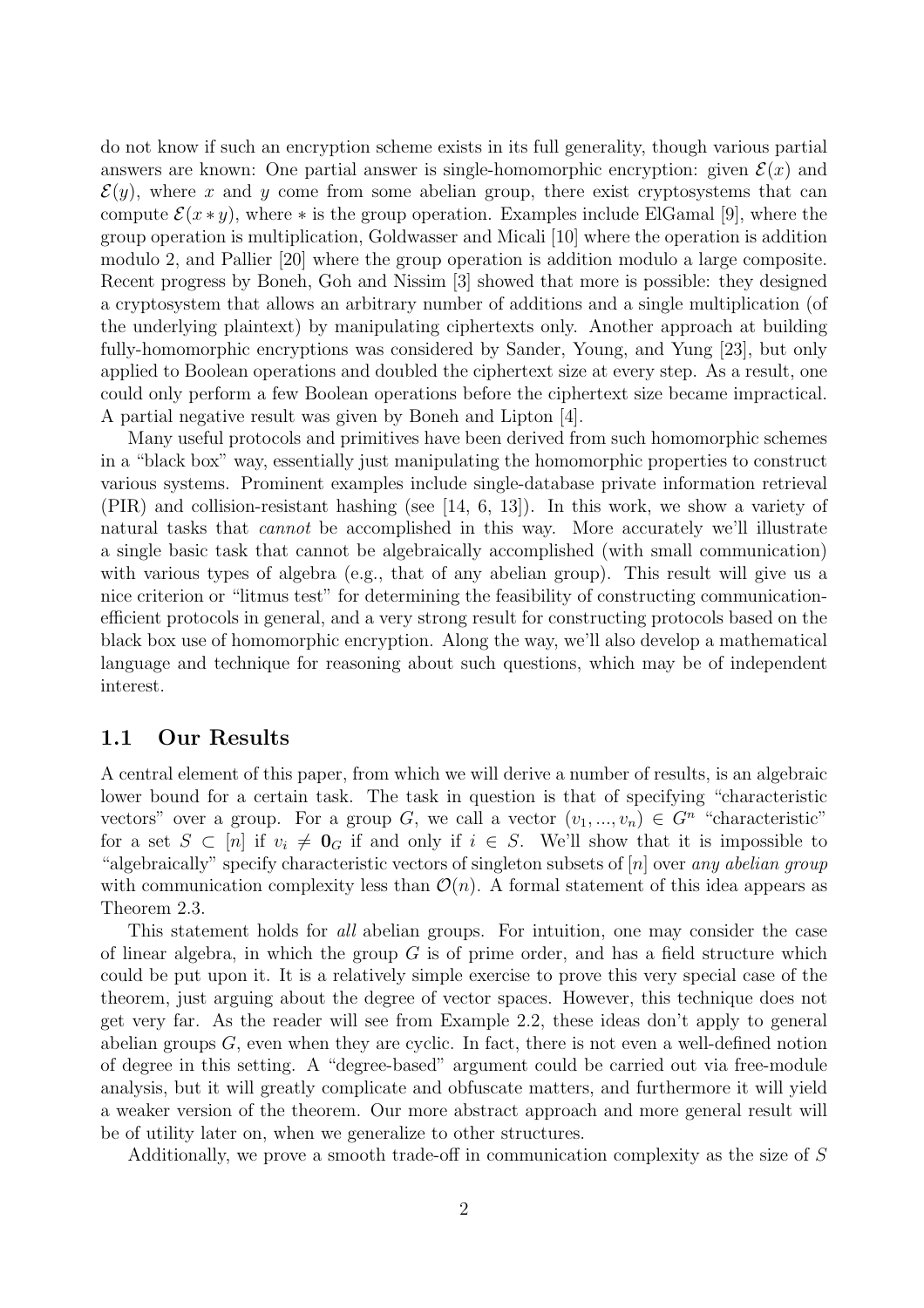do not know if such an encryption scheme exists in its full generality, though various partial answers are known: One partial answer is single-homomorphic encryption: given $\mathcal{E}(x)$ and $\mathcal{E}(y)$, where $x$ and $y$ come from some abelian group, there exist cryptosystems that can compute $\mathcal{E}(x * y)$, where $*$ is the group operation. Examples include ElGamal [9], where the group operation is multiplication, Goldwasser and Micali [10] where the operation is addition modulo 2, and Pallier [20] where the group operation is addition modulo a large composite. Recent progress by Boneh, Goh and Nissim [3] showed that more is possible: they designed a cryptosystem that allows an arbitrary number of additions and a single multiplication (of the underlying plaintext) by manipulating ciphertexts only. Another approach at building fully-homomorphic encryptions was considered by Sander, Young, and Yung [23], but only applied to Boolean operations and doubled the ciphertext size at every step. As a result, one could only perform a few Boolean operations before the ciphertext size became impractical. A partial negative result was given by Boneh and Lipton [4].

Many useful protocols and primitives have been derived from such homomorphic schemes in a "black box" way, essentially just manipulating the homomorphic properties to construct various systems. Prominent examples include single-database private information retrieval (PIR) and collision-resistant hashing (see [14, 6, 13]). In this work, we show a variety of natural tasks that *cannot* be accomplished in this way. More accurately we'll illustrate a single basic task that cannot be algebraically accomplished (with small communication) with various types of algebra (e.g., that of any abelian group). This result will give us a nice criterion or "litmus test" for determining the feasibility of constructing communication-efficient protocols in general, and a very strong result for constructing protocols based on the black box use of homomorphic encryption. Along the way, we'll also develop a mathematical language and technique for reasoning about such questions, which may be of independent interest.

## 1.1 Our Results

A central element of this paper, from which we will derive a number of results, is an algebraic lower bound for a certain task. The task in question is that of specifying "characteristic vectors" over a group. For a group $G$, we call a vector $(v_1, ..., v_n) \in G^n$ "characteristic" for a set $S \subset [n]$ if $v_i \neq \mathbf{0}_G$ if and only if $i \in S$. We'll show that it is impossible to "algebraically" specify characteristic vectors of singleton subsets of $[n]$ over *any abelian group* with communication complexity less than $\mathcal{O}(n)$. A formal statement of this idea appears as Theorem 2.3.

This statement holds for *all* abelian groups. For intuition, one may consider the case of linear algebra, in which the group $G$ is of prime order, and has a field structure which could be put upon it. It is a relatively simple exercise to prove this very special case of the theorem, just arguing about the degree of vector spaces. However, this technique does not get very far. As the reader will see from Example 2.2, these ideas don't apply to general abelian groups $G$, even when they are cyclic. In fact, there is not even a well-defined notion of degree in this setting. A "degree-based" argument could be carried out via free-module analysis, but it will greatly complicate and obfuscate matters, and furthermore it will yield a weaker version of the theorem. Our more abstract approach and more general result will be of utility later on, when we generalize to other structures.

Additionally, we prove a smooth trade-off in communication complexity as the size of $S$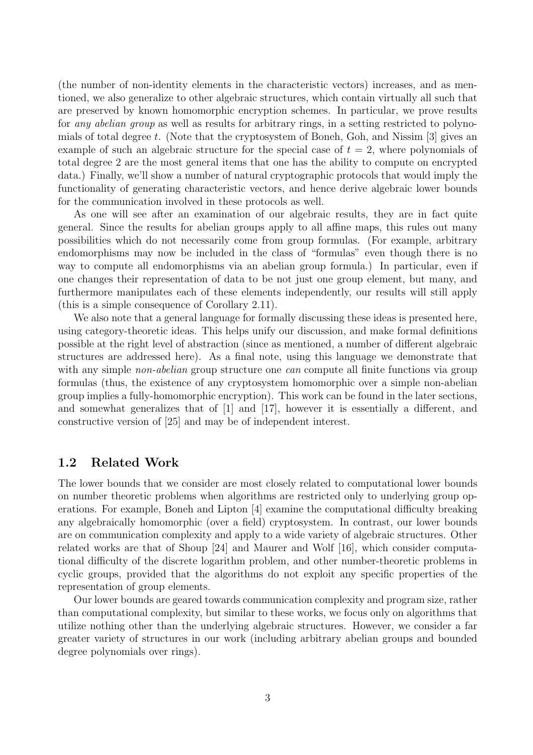(the number of non-identity elements in the characteristic vectors) increases, and as mentioned, we also generalize to other algebraic structures, which contain virtually all such that are preserved by known homomorphic encryption schemes. In particular, we prove results for *any abelian group* as well as results for arbitrary rings, in a setting restricted to polynomials of total degree $t$. (Note that the cryptosystem of Boneh, Goh, and Nissim [3] gives an example of such an algebraic structure for the special case of $t = 2$, where polynomials of total degree 2 are the most general items that one has the ability to compute on encrypted data.) Finally, we'll show a number of natural cryptographic protocols that would imply the functionality of generating characteristic vectors, and hence derive algebraic lower bounds for the communication involved in these protocols as well.

As one will see after an examination of our algebraic results, they are in fact quite general. Since the results for abelian groups apply to all affine maps, this rules out many possibilities which do not necessarily come from group formulas. (For example, arbitrary endomorphisms may now be included in the class of "formulas" even though there is no way to compute all endomorphisms via an abelian group formula.) In particular, even if one changes their representation of data to be not just one group element, but many, and furthermore manipulates each of these elements independently, our results will still apply (this is a simple consequence of Corollary 2.11).

We also note that a general language for formally discussing these ideas is presented here, using category-theoretic ideas. This helps unify our discussion, and make formal definitions possible at the right level of abstraction (since as mentioned, a number of different algebraic structures are addressed here). As a final note, using this language we demonstrate that with any simple *non-abelian* group structure one *can* compute all finite functions via group formulas (thus, the existence of any cryptosystem homomorphic over a simple non-abelian group implies a fully-homomorphic encryption). This work can be found in the later sections, and somewhat generalizes that of [1] and [17], however it is essentially a different, and constructive version of [25] and may be of independent interest.

## 1.2 Related Work

The lower bounds that we consider are most closely related to computational lower bounds on number theoretic problems when algorithms are restricted only to underlying group operations. For example, Boneh and Lipton [4] examine the computational difficulty breaking any algebraically homomorphic (over a field) cryptosystem. In contrast, our lower bounds are on communication complexity and apply to a wide variety of algebraic structures. Other related works are that of Shoup [24] and Maurer and Wolf [16], which consider computational difficulty of the discrete logarithm problem, and other number-theoretic problems in cyclic groups, provided that the algorithms do not exploit any specific properties of the representation of group elements.

Our lower bounds are geared towards communication complexity and program size, rather than computational complexity, but similar to these works, we focus only on algorithms that utilize nothing other than the underlying algebraic structures. However, we consider a far greater variety of structures in our work (including arbitrary abelian groups and bounded degree polynomials over rings).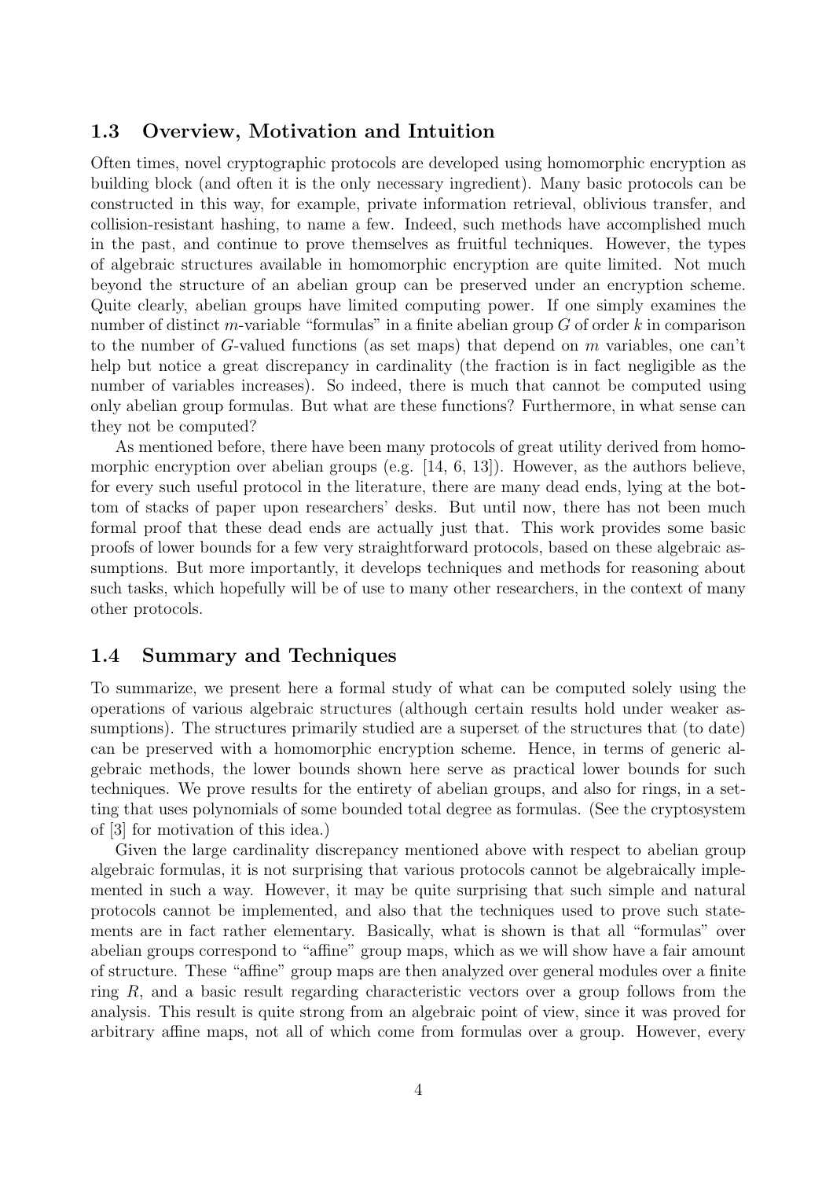### 1.3 Overview, Motivation and Intuition

Often times, novel cryptographic protocols are developed using homomorphic encryption as building block (and often it is the only necessary ingredient). Many basic protocols can be constructed in this way, for example, private information retrieval, oblivious transfer, and collision-resistant hashing, to name a few. Indeed, such methods have accomplished much in the past, and continue to prove themselves as fruitful techniques. However, the types of algebraic structures available in homomorphic encryption are quite limited. Not much beyond the structure of an abelian group can be preserved under an encryption scheme. Quite clearly, abelian groups have limited computing power. If one simply examines the number of distinct $m$-variable "formulas" in a finite abelian group $G$ of order $k$ in comparison to the number of $G$-valued functions (as set maps) that depend on $m$ variables, one can't help but notice a great discrepancy in cardinality (the fraction is in fact negligible as the number of variables increases). So indeed, there is much that cannot be computed using only abelian group formulas. But what are these functions? Furthermore, in what sense can they not be computed?

As mentioned before, there have been many protocols of great utility derived from homomorphic encryption over abelian groups (e.g. [14, 6, 13]). However, as the authors believe, for every such useful protocol in the literature, there are many dead ends, lying at the bottom of stacks of paper upon researchers' desks. But until now, there has not been much formal proof that these dead ends are actually just that. This work provides some basic proofs of lower bounds for a few very straightforward protocols, based on these algebraic assumptions. But more importantly, it develops techniques and methods for reasoning about such tasks, which hopefully will be of use to many other researchers, in the context of many other protocols.

### 1.4 Summary and Techniques

To summarize, we present here a formal study of what can be computed solely using the operations of various algebraic structures (although certain results hold under weaker assumptions). The structures primarily studied are a superset of the structures that (to date) can be preserved with a homomorphic encryption scheme. Hence, in terms of generic algebraic methods, the lower bounds shown here serve as practical lower bounds for such techniques. We prove results for the entirety of abelian groups, and also for rings, in a setting that uses polynomials of some bounded total degree as formulas. (See the cryptosystem of [3] for motivation of this idea.)

Given the large cardinality discrepancy mentioned above with respect to abelian group algebraic formulas, it is not surprising that various protocols cannot be algebraically implemented in such a way. However, it may be quite surprising that such simple and natural protocols cannot be implemented, and also that the techniques used to prove such statements are in fact rather elementary. Basically, what is shown is that all "formulas" over abelian groups correspond to "affine" group maps, which as we will show have a fair amount of structure. These "affine" group maps are then analyzed over general modules over a finite ring $R$, and a basic result regarding characteristic vectors over a group follows from the analysis. This result is quite strong from an algebraic point of view, since it was proved for arbitrary affine maps, not all of which come from formulas over a group. However, every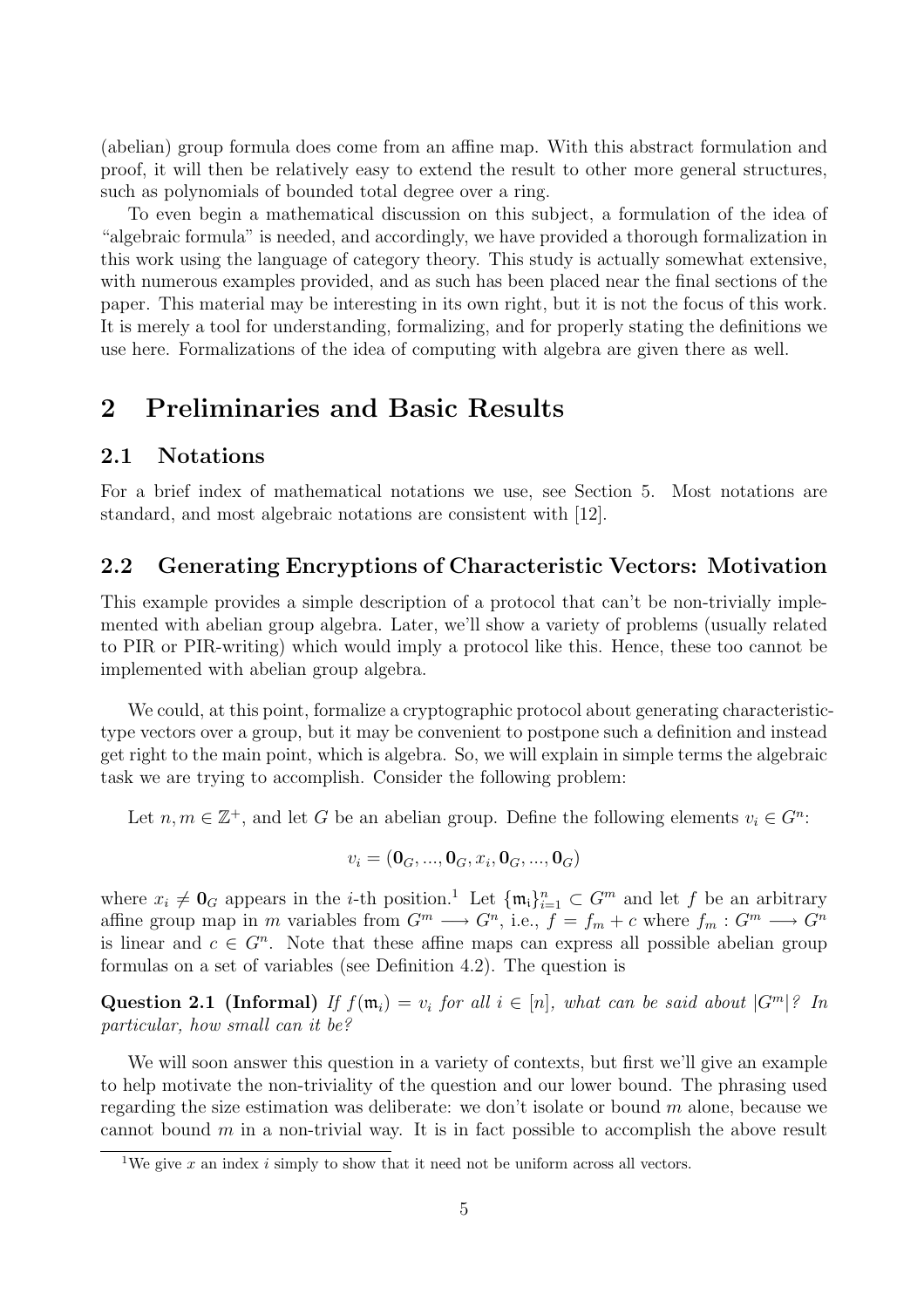(abelian) group formula does come from an affine map. With this abstract formulation and proof, it will then be relatively easy to extend the result to other more general structures, such as polynomials of bounded total degree over a ring.

To even begin a mathematical discussion on this subject, a formulation of the idea of "algebraic formula" is needed, and accordingly, we have provided a thorough formalization in this work using the language of category theory. This study is actually somewhat extensive, with numerous examples provided, and as such has been placed near the final sections of the paper. This material may be interesting in its own right, but it is not the focus of this work. It is merely a tool for understanding, formalizing, and for properly stating the definitions we use here. Formalizations of the idea of computing with algebra are given there as well.

# 2 Preliminaries and Basic Results

## 2.1 Notations

For a brief index of mathematical notations we use, see Section 5. Most notations are standard, and most algebraic notations are consistent with [12].

## 2.2 Generating Encryptions of Characteristic Vectors: Motivation

This example provides a simple description of a protocol that can't be non-trivially implemented with abelian group algebra. Later, we'll show a variety of problems (usually related to PIR or PIR-writing) which would imply a protocol like this. Hence, these too cannot be implemented with abelian group algebra.

We could, at this point, formalize a cryptographic protocol about generating characteristic-type vectors over a group, but it may be convenient to postpone such a definition and instead get right to the main point, which is algebra. So, we will explain in simple terms the algebraic task we are trying to accomplish. Consider the following problem:

Let $n, m \in \mathbb{Z}^+$, and let $G$ be an abelian group. Define the following elements $v_i \in G^n$:

$$v_i = (\mathbf{0}_G, ..., \mathbf{0}_G, x_i, \mathbf{0}_G, ..., \mathbf{0}_G)$$

where $x_i \neq \mathbf{0}_G$ appears in the $i$-th position.[1] Let $\{\mathfrak{m}_i\}_{i=1}^n \subset G^m$ and let $f$ be an arbitrary affine group map in $m$ variables from $G^m \longrightarrow G^n$, i.e., $f = f_m + c$ where $f_m : G^m \longrightarrow G^n$ is linear and $c \in G^n$. Note that these affine maps can express all possible abelian group formulas on a set of variables (see Definition 4.2). The question is

**Question 2.1 (Informal)** *If $f(\mathfrak{m}_i) = v_i$ for all $i \in [n]$, what can be said about $|G^m|$? In particular, how small can it be?*

We will soon answer this question in a variety of contexts, but first we'll give an example to help motivate the non-triviality of the question and our lower bound. The phrasing used regarding the size estimation was deliberate: we don't isolate or bound $m$ alone, because we cannot bound $m$ in a non-trivial way. It is in fact possible to accomplish the above result

[1] We give $x$ an index $i$ simply to show that it need not be uniform across all vectors.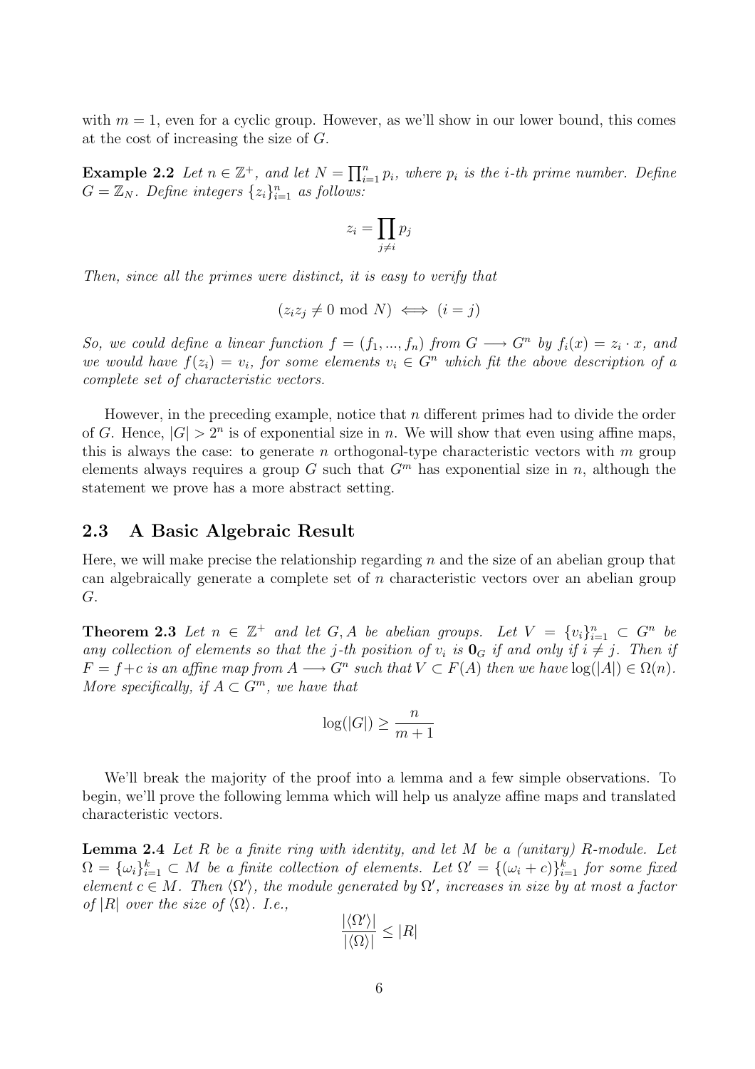with $m = 1$, even for a cyclic group. However, as we'll show in our lower bound, this comes at the cost of increasing the size of $G$.

**Example 2.2** *Let $n \in \mathbb{Z}^+$, and let $N = \prod_{i=1}^n p_i$, where $p_i$ is the $i$-th prime number. Define $G = \mathbb{Z}_N$. Define integers $\{z_i\}_{i=1}^n$ as follows:*

$$z_i = \prod_{j \neq i} p_j$$

*Then, since all the primes were distinct, it is easy to verify that*

$$(z_i z_j \neq 0 \bmod N) \iff (i = j)$$

*So, we could define a linear function $f = (f_1, ..., f_n)$ from $G \longrightarrow G^n$ by $f_i(x) = z_i \cdot x$, and we would have $f(z_i) = v_i$, for some elements $v_i \in G^n$ which fit the above description of a complete set of characteristic vectors.*

However, in the preceding example, notice that $n$ different primes had to divide the order of $G$. Hence, $|G| > 2^n$ is of exponential size in $n$. We will show that even using affine maps, this is always the case: to generate $n$ orthogonal-type characteristic vectors with $m$ group elements always requires a group $G$ such that $G^m$ has exponential size in $n$, although the statement we prove has a more abstract setting.

## 2.3 A Basic Algebraic Result

Here, we will make precise the relationship regarding $n$ and the size of an abelian group that can algebraically generate a complete set of $n$ characteristic vectors over an abelian group $G$.

**Theorem 2.3** *Let $n \in \mathbb{Z}^+$ and let $G, A$ be abelian groups. Let $V = \{v_i\}_{i=1}^n \subset G^n$ be any collection of elements so that the $j$-th position of $v_i$ is $\mathbf{0}_G$ if and only if $i \neq j$. Then if $F = f + c$ is an affine map from $A \longrightarrow G^n$ such that $V \subset F(A)$ then we have $\log(|A|) \in \Omega(n)$. More specifically, if $A \subset G^m$, we have that*

$$\log(|G|) \geq \frac{n}{m+1}$$

We'll break the majority of the proof into a lemma and a few simple observations. To begin, we'll prove the following lemma which will help us analyze affine maps and translated characteristic vectors.

**Lemma 2.4** *Let $R$ be a finite ring with identity, and let $M$ be a (unitary) $R$-module. Let $\Omega = \{\omega_i\}_{i=1}^k \subset M$ be a finite collection of elements. Let $\Omega' = \{(\omega_i + c)\}_{i=1}^k$ for some fixed element $c \in M$. Then $\langle \Omega' \rangle$, the module generated by $\Omega'$, increases in size by at most a factor of $|R|$ over the size of $\langle \Omega \rangle$. I.e.,*

$$\frac{|\langle \Omega' \rangle|}{|\langle \Omega \rangle|} \leq |R|$$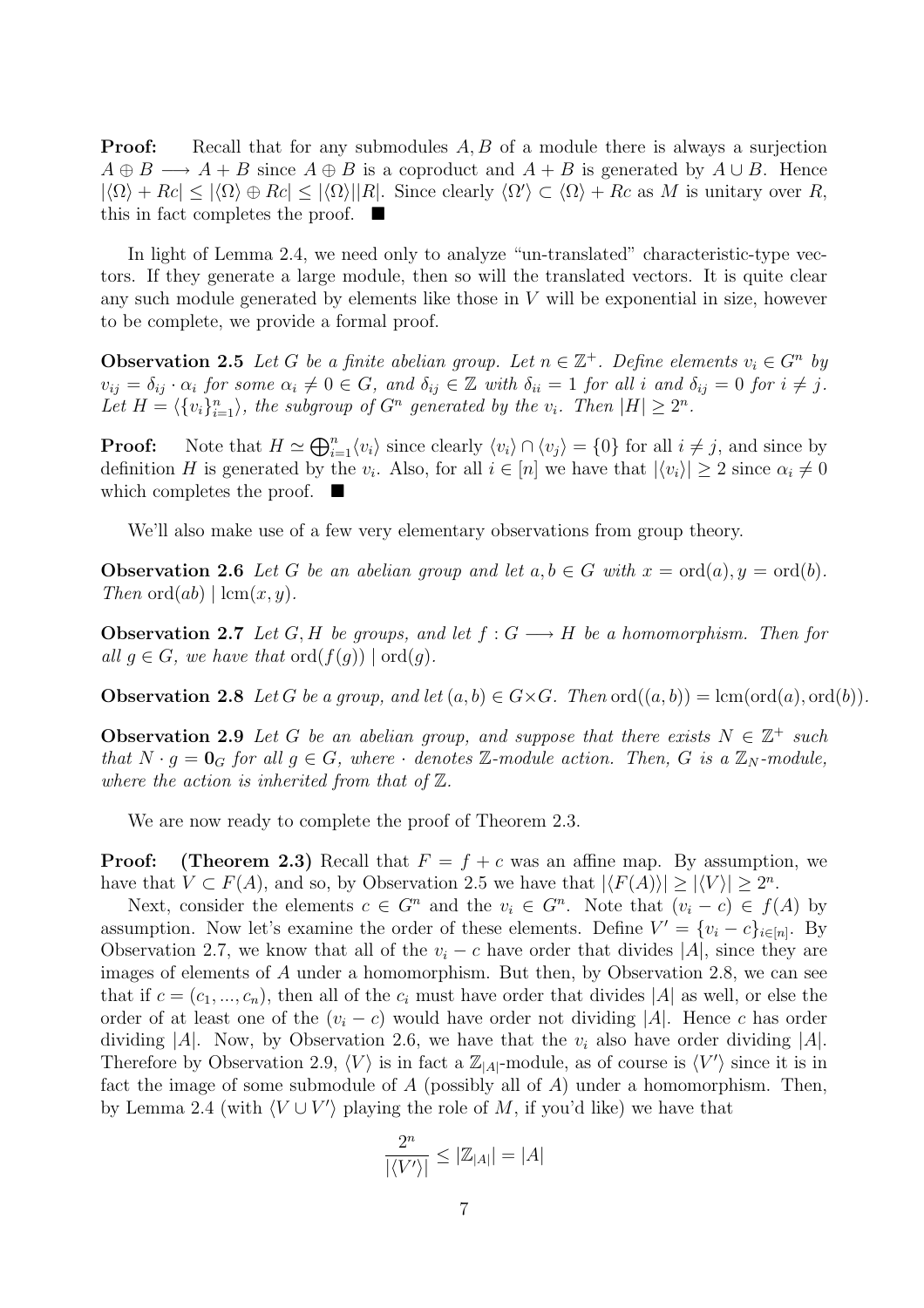**Proof:** Recall that for any submodules $A, B$ of a module there is always a surjection $A \oplus B \longrightarrow A + B$ since $A \oplus B$ is a coproduct and $A + B$ is generated by $A \cup B$. Hence $|\langle \Omega \rangle + Rc| \leq |\langle \Omega \rangle \oplus Rc| \leq |\langle \Omega \rangle||R|$. Since clearly $\langle \Omega' \rangle \subset \langle \Omega \rangle + Rc$ as $M$ is unitary over $R$, this in fact completes the proof. $\blacksquare$

In light of Lemma 2.4, we need only to analyze "un-translated" characteristic-type vectors. If they generate a large module, then so will the translated vectors. It is quite clear any such module generated by elements like those in $V$ will be exponential in size, however to be complete, we provide a formal proof.

**Observation 2.5** *Let $G$ be a finite abelian group. Let $n \in \mathbb{Z}^+$. Define elements $v_i \in G^n$ by $v_{ij} = \delta_{ij} \cdot \alpha_i$ for some $\alpha_i \neq 0 \in G$, and $\delta_{ij} \in \mathbb{Z}$ with $\delta_{ii} = 1$ for all $i$ and $\delta_{ij} = 0$ for $i \neq j$. Let $H = \langle \{v_i\}_{i=1}^n \rangle$, the subgroup of $G^n$ generated by the $v_i$. Then $|H| \geq 2^n$.*

**Proof:** Note that $H \simeq \bigoplus_{i=1}^n \langle v_i \rangle$ since clearly $\langle v_i \rangle \cap \langle v_j \rangle = \{0\}$ for all $i \neq j$, and since by definition $H$ is generated by the $v_i$. Also, for all $i \in [n]$ we have that $|\langle v_i \rangle| \geq 2$ since $\alpha_i \neq 0$ which completes the proof. $\blacksquare$

We'll also make use of a few very elementary observations from group theory.

**Observation 2.6** *Let $G$ be an abelian group and let $a, b \in G$ with $x = \operatorname{ord}(a), y = \operatorname{ord}(b)$. Then $\operatorname{ord}(ab) \mid \operatorname{lcm}(x, y)$.*

**Observation 2.7** *Let $G, H$ be groups, and let $f : G \longrightarrow H$ be a homomorphism. Then for all $g \in G$, we have that $\operatorname{ord}(f(g)) \mid \operatorname{ord}(g)$.*

**Observation 2.8** *Let $G$ be a group, and let $(a, b) \in G \times G$. Then $\operatorname{ord}((a, b)) = \operatorname{lcm}(\operatorname{ord}(a), \operatorname{ord}(b))$.*

**Observation 2.9** *Let $G$ be an abelian group, and suppose that there exists $N \in \mathbb{Z}^+$ such that $N \cdot g = \mathbf{0}_G$ for all $g \in G$, where $\cdot$ denotes $\mathbb{Z}$-module action. Then, $G$ is a $\mathbb{Z}_N$-module, where the action is inherited from that of $\mathbb{Z}$.*

We are now ready to complete the proof of Theorem 2.3.

**Proof: (Theorem 2.3)** Recall that $F = f + c$ was an affine map. By assumption, we have that $V \subset F(A)$, and so, by Observation 2.5 we have that $|\langle F(A) \rangle| \geq |\langle V \rangle| \geq 2^n$.

Next, consider the elements $c \in G^n$ and the $v_i \in G^n$. Note that $(v_i - c) \in f(A)$ by assumption. Now let's examine the order of these elements. Define $V' = \{v_i - c\}_{i \in [n]}$. By Observation 2.7, we know that all of the $v_i - c$ have order that divides $|A|$, since they are images of elements of $A$ under a homomorphism. But then, by Observation 2.8, we can see that if $c = (c_1, ..., c_n)$, then all of the $c_i$ must have order that divides $|A|$ as well, or else the order of at least one of the $(v_i - c)$ would have order not dividing $|A|$. Hence $c$ has order dividing $|A|$. Now, by Observation 2.6, we have that the $v_i$ also have order dividing $|A|$. Therefore by Observation 2.9, $\langle V \rangle$ is in fact a $\mathbb{Z}_{|A|}$-module, as of course is $\langle V' \rangle$ since it is in fact the image of some submodule of $A$ (possibly all of $A$) under a homomorphism. Then, by Lemma 2.4 (with $\langle V \cup V' \rangle$ playing the role of $M$, if you'd like) we have that

$$\frac{2^n}{|\langle V' \rangle|} \leq |\mathbb{Z}_{|A|}| = |A|$$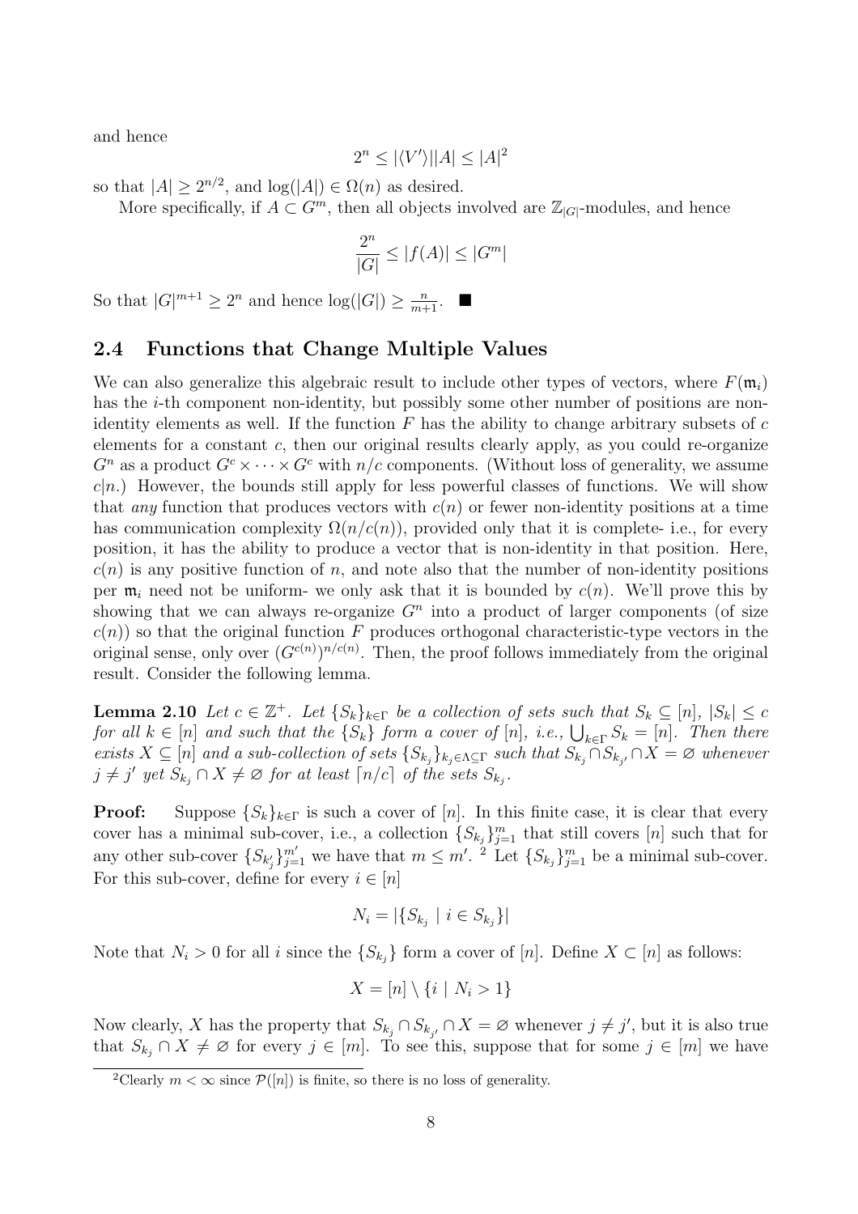and hence

$$2^n \leq |\langle V' \rangle||A| \leq |A|^2$$

so that $|A| \geq 2^{n/2}$, and $\log(|A|) \in \Omega(n)$ as desired.

More specifically, if $A \subset G^m$, then all objects involved are $\mathbb{Z}_{|G|}$-modules, and hence

$$\frac{2^n}{|G|} \leq |f(A)| \leq |G^m|$$

So that $|G|^{m+1} \geq 2^n$ and hence $\log(|G|) \geq \frac{n}{m+1}$. ■

## 2.4 Functions that Change Multiple Values

We can also generalize this algebraic result to include other types of vectors, where $F(\mathfrak{m}_i)$ has the $i$-th component non-identity, but possibly some other number of positions are non-identity elements as well. If the function $F$ has the ability to change arbitrary subsets of $c$ elements for a constant $c$, then our original results clearly apply, as you could re-organize $G^n$ as a product $G^c \times \cdots \times G^c$ with $n/c$ components. (Without loss of generality, we assume $c|n$.) However, the bounds still apply for less powerful classes of functions. We will show that *any* function that produces vectors with $c(n)$ or fewer non-identity positions at a time has communication complexity $\Omega(n/c(n))$, provided only that it is complete- i.e., for every position, it has the ability to produce a vector that is non-identity in that position. Here, $c(n)$ is any positive function of $n$, and note also that the number of non-identity positions per $\mathfrak{m}_i$ need not be uniform- we only ask that it is bounded by $c(n)$. We'll prove this by showing that we can always re-organize $G^n$ into a product of larger components (of size $c(n)$) so that the original function $F$ produces orthogonal characteristic-type vectors in the original sense, only over $(G^{c(n)})^{n/c(n)}$. Then, the proof follows immediately from the original result. Consider the following lemma.

**Lemma 2.10** *Let $c \in \mathbb{Z}^+$. Let $\{S_k\}_{k \in \Gamma}$ be a collection of sets such that $S_k \subseteq [n]$, $|S_k| \leq c$ for all $k \in [n]$ and such that the $\{S_k\}$ form a cover of $[n]$, i.e., $\bigcup_{k \in \Gamma} S_k = [n]$. Then there exists $X \subseteq [n]$ and a sub-collection of sets $\{S_{k_j}\}_{k_j \in \Lambda \subseteq \Gamma}$ such that $S_{k_j} \cap S_{k_{j'}} \cap X = \varnothing$ whenever $j \neq j'$ yet $S_{k_j} \cap X \neq \varnothing$ for at least $\lceil n/c \rceil$ of the sets $S_{k_j}$.*

**Proof:** Suppose $\{S_k\}_{k \in \Gamma}$ is such a cover of $[n]$. In this finite case, it is clear that every cover has a minimal sub-cover, i.e., a collection $\{S_{k_j}\}_{j=1}^m$ that still covers $[n]$ such that for any other sub-cover $\{S_{k'_j}\}_{j=1}^{m'}$ we have that $m \leq m'$. [2] Let $\{S_{k_j}\}_{j=1}^m$ be a minimal sub-cover. For this sub-cover, define for every $i \in [n]$

$$N_i = |\{S_{k_j} \mid i \in S_{k_j}\}|$$

Note that $N_i > 0$ for all $i$ since the $\{S_{k_j}\}$ form a cover of $[n]$. Define $X \subset [n]$ as follows:

$$X = [n] \setminus \{i \mid N_i > 1\}$$

Now clearly, $X$ has the property that $S_{k_j} \cap S_{k_{j'}} \cap X = \varnothing$ whenever $j \neq j'$, but it is also true that $S_{k_j} \cap X \neq \varnothing$ for every $j \in [m]$. To see this, suppose that for some $j \in [m]$ we have

[2] Clearly $m < \infty$ since $\mathcal{P}([n])$ is finite, so there is no loss of generality.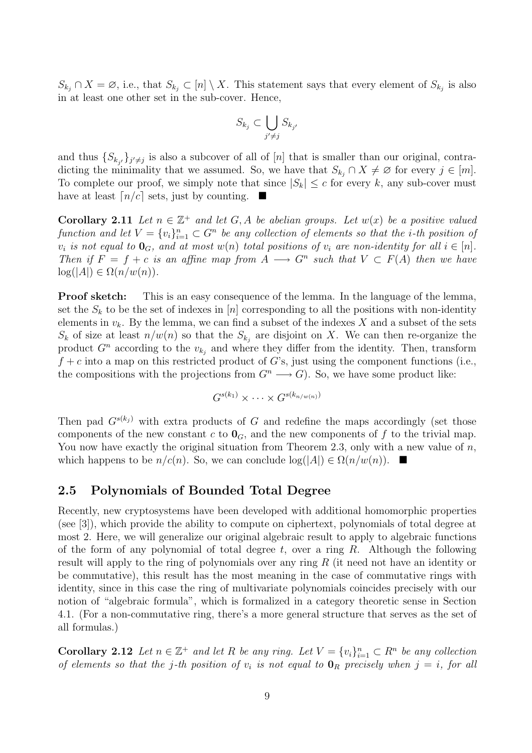$S_{k_j} \cap X = \varnothing$, i.e., that $S_{k_j} \subset [n] \setminus X$. This statement says that every element of $S_{k_j}$ is also in at least one other set in the sub-cover. Hence,

$$S_{k_j} \subset \bigcup_{j' \neq j} S_{k_{j'}}$$

and thus $\{S_{k_{j'}}\}_{j' \neq j}$ is also a subcover of all of $[n]$ that is smaller than our original, contradicting the minimality that we assumed. So, we have that $S_{k_j} \cap X \neq \varnothing$ for every $j \in [m]$. To complete our proof, we simply note that since $|S_k| \leq c$ for every $k$, any sub-cover must have at least $\lceil n/c \rceil$ sets, just by counting. ■

**Corollary 2.11** *Let $n \in \mathbb{Z}^+$ and let $G, A$ be abelian groups. Let $w(x)$ be a positive valued function and let $V = \{v_i\}_{i=1}^n \subset G^n$ be any collection of elements so that the $i$-th position of $v_i$ is not equal to $\mathbf{0}_G$, and at most $w(n)$ total positions of $v_i$ are non-identity for all $i \in [n]$. Then if $F = f + c$ is an affine map from $A \longrightarrow G^n$ such that $V \subset F(A)$ then we have $\log(|A|) \in \Omega(n/w(n))$.*

**Proof sketch:** This is an easy consequence of the lemma. In the language of the lemma, set the $S_k$ to be the set of indexes in $[n]$ corresponding to all the positions with non-identity elements in $v_k$. By the lemma, we can find a subset of the indexes $X$ and a subset of the sets $S_k$ of size at least $n/w(n)$ so that the $S_{k_j}$ are disjoint on $X$. We can then re-organize the product $G^n$ according to the $v_{k_j}$ and where they differ from the identity. Then, transform $f + c$ into a map on this restricted product of $G$'s, just using the component functions (i.e., the compositions with the projections from $G^n \longrightarrow G$). So, we have some product like:

$$G^{s(k_1)} \times \cdots \times G^{s(k_{n/w(n)})}$$

Then pad $G^{s(k_j)}$ with extra products of $G$ and redefine the maps accordingly (set those components of the new constant $c$ to $\mathbf{0}_G$, and the new components of $f$ to the trivial map. You now have exactly the original situation from Theorem 2.3, only with a new value of $n$, which happens to be $n/c(n)$. So, we can conclude $\log(|A|) \in \Omega(n/w(n))$. ■

## 2.5 Polynomials of Bounded Total Degree

Recently, new cryptosystems have been developed with additional homomorphic properties (see [3]), which provide the ability to compute on ciphertext, polynomials of total degree at most 2. Here, we will generalize our original algebraic result to apply to algebraic functions of the form of any polynomial of total degree $t$, over a ring $R$. Although the following result will apply to the ring of polynomials over any ring $R$ (it need not have an identity or be commutative), this result has the most meaning in the case of commutative rings with identity, since in this case the ring of multivariate polynomials coincides precisely with our notion of "algebraic formula", which is formalized in a category theoretic sense in Section 4.1. (For a non-commutative ring, there's a more general structure that serves as the set of all formulas.)

**Corollary 2.12** *Let $n \in \mathbb{Z}^+$ and let $R$ be any ring. Let $V = \{v_i\}_{i=1}^n \subset R^n$ be any collection of elements so that the $j$-th position of $v_i$ is not equal to $\mathbf{0}_R$ precisely when $j = i$, for all*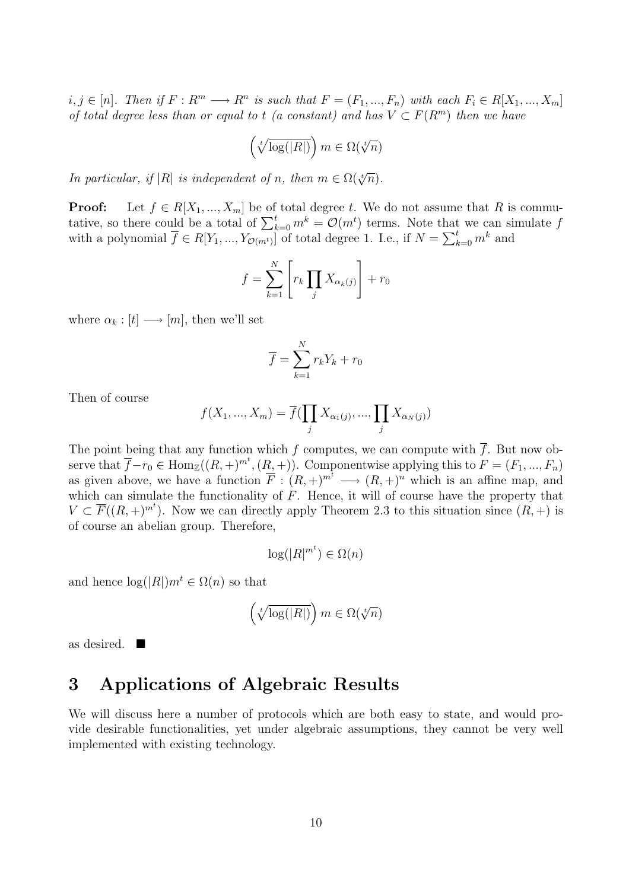*$i, j \in [n]$. Then if $F : R^m \longrightarrow R^n$ is such that $F = (F_1, ..., F_n)$ with each $F_i \in R[X_1, ..., X_m]$ of total degree less than or equal to $t$ (a constant) and has $V \subset F(R^m)$ then we have*

$$\left(\sqrt[t]{\log(|R|)}\right) m \in \Omega(\sqrt[t]{n})$$

*In particular, if $|R|$ is independent of $n$, then $m \in \Omega(\sqrt[t]{n})$.*

**Proof:** Let $f \in R[X_1, ..., X_m]$ be of total degree $t$. We do not assume that $R$ is commutative, so there could be a total of $\sum_{k=0}^{t} m^k = \mathcal{O}(m^t)$ terms. Note that we can simulate $f$ with a polynomial $\overline{f} \in R[Y_1, ..., Y_{\mathcal{O}(m^t)}]$ of total degree 1. I.e., if $N = \sum_{k=0}^{t} m^k$ and

$$f = \sum_{k=1}^{N} \left[ r_k \prod_j X_{\alpha_k(j)} \right] + r_0$$

where $\alpha_k : [t] \longrightarrow [m]$, then we'll set

$$\overline{f} = \sum_{k=1}^{N} r_k Y_k + r_0$$

Then of course

$$f(X_1, ..., X_m) = \overline{f}(\prod_j X_{\alpha_1(j)}, ..., \prod_j X_{\alpha_N(j)})$$

The point being that any function which $f$ computes, we can compute with $\overline{f}$. But now observe that $\overline{f} - r_0 \in \mathrm{Hom}_{\mathbb{Z}}((R,+)^{m^t}, (R,+))$. Componentwise applying this to $F = (F_1, ..., F_n)$ as given above, we have a function $\overline{F} : (R,+)^{m^t} \longrightarrow (R,+)^n$ which is an affine map, and which can simulate the functionality of $F$. Hence, it will of course have the property that $V \subset \overline{F}((R,+)^{m^t})$. Now we can directly apply Theorem 2.3 to this situation since $(R,+)$ is of course an abelian group. Therefore,

$$\log(|R|^{m^t}) \in \Omega(n)$$

and hence $\log(|R|)m^t \in \Omega(n)$ so that

$$\left(\sqrt[t]{\log(|R|)}\right) m \in \Omega(\sqrt[t]{n})$$

as desired. ■

# 3 Applications of Algebraic Results

We will discuss here a number of protocols which are both easy to state, and would provide desirable functionalities, yet under algebraic assumptions, they cannot be very well implemented with existing technology.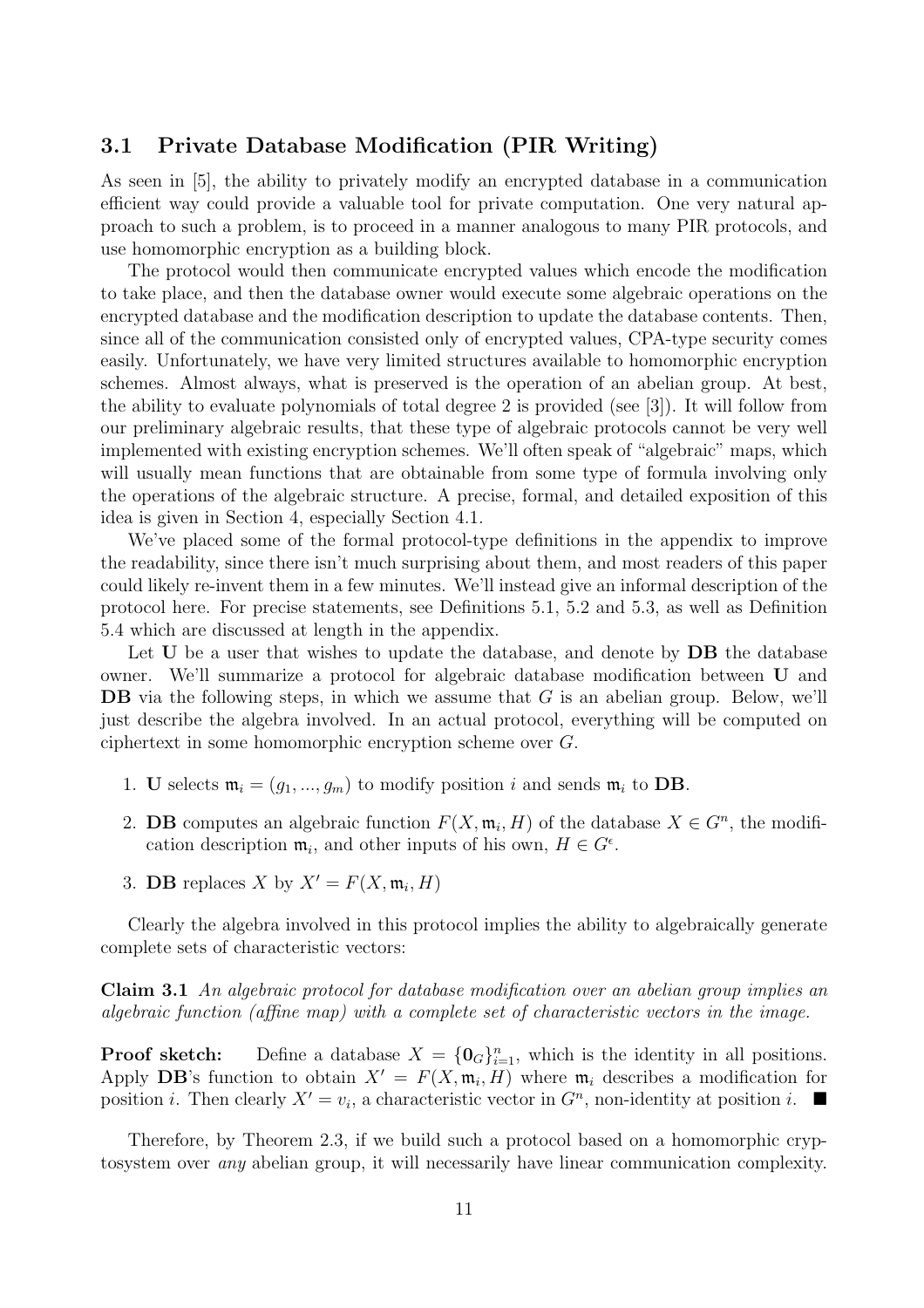### 3.1 Private Database Modification (PIR Writing)

As seen in [5], the ability to privately modify an encrypted database in a communication efficient way could provide a valuable tool for private computation. One very natural approach to such a problem, is to proceed in a manner analogous to many PIR protocols, and use homomorphic encryption as a building block.

The protocol would then communicate encrypted values which encode the modification to take place, and then the database owner would execute some algebraic operations on the encrypted database and the modification description to update the database contents. Then, since all of the communication consisted only of encrypted values, CPA-type security comes easily. Unfortunately, we have very limited structures available to homomorphic encryption schemes. Almost always, what is preserved is the operation of an abelian group. At best, the ability to evaluate polynomials of total degree 2 is provided (see [3]). It will follow from our preliminary algebraic results, that these type of algebraic protocols cannot be very well implemented with existing encryption schemes. We'll often speak of "algebraic" maps, which will usually mean functions that are obtainable from some type of formula involving only the operations of the algebraic structure. A precise, formal, and detailed exposition of this idea is given in Section 4, especially Section 4.1.

We've placed some of the formal protocol-type definitions in the appendix to improve the readability, since there isn't much surprising about them, and most readers of this paper could likely re-invent them in a few minutes. We'll instead give an informal description of the protocol here. For precise statements, see Definitions 5.1, 5.2 and 5.3, as well as Definition 5.4 which are discussed at length in the appendix.

Let **U** be a user that wishes to update the database, and denote by **DB** the database owner. We'll summarize a protocol for algebraic database modification between **U** and **DB** via the following steps, in which we assume that $G$ is an abelian group. Below, we'll just describe the algebra involved. In an actual protocol, everything will be computed on ciphertext in some homomorphic encryption scheme over $G$.

1. **U** selects $\mathfrak{m}_i = (g_1, ..., g_m)$ to modify position $i$ and sends $\mathfrak{m}_i$ to **DB**.
2. **DB** computes an algebraic function $F(X, \mathfrak{m}_i, H)$ of the database $X \in G^n$, the modification description $\mathfrak{m}_i$, and other inputs of his own, $H \in G^\epsilon$.
3. **DB** replaces $X$ by $X' = F(X, \mathfrak{m}_i, H)$

Clearly the algebra involved in this protocol implies the ability to algebraically generate complete sets of characteristic vectors:

**Claim 3.1** *An algebraic protocol for database modification over an abelian group implies an algebraic function (affine map) with a complete set of characteristic vectors in the image.*

**Proof sketch:** Define a database $X = \{\mathbf{0}_G\}_{i=1}^n$, which is the identity in all positions. Apply **DB**'s function to obtain $X' = F(X, \mathfrak{m}_i, H)$ where $\mathfrak{m}_i$ describes a modification for position $i$. Then clearly $X' = v_i$, a characteristic vector in $G^n$, non-identity at position $i$. ■

Therefore, by Theorem 2.3, if we build such a protocol based on a homomorphic cryptosystem over *any* abelian group, it will necessarily have linear communication complexity.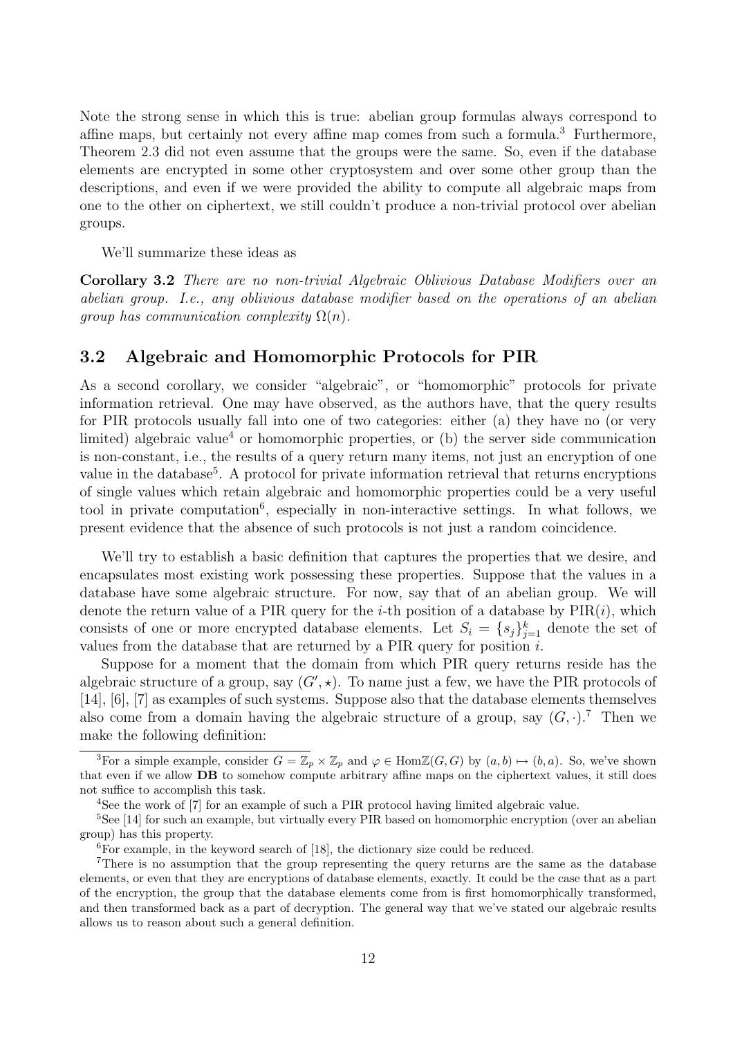Note the strong sense in which this is true: abelian group formulas always correspond to affine maps, but certainly not every affine map comes from such a formula.[3] Furthermore, Theorem 2.3 did not even assume that the groups were the same. So, even if the database elements are encrypted in some other cryptosystem and over some other group than the descriptions, and even if we were provided the ability to compute all algebraic maps from one to the other on ciphertext, we still couldn't produce a non-trivial protocol over abelian groups.

We'll summarize these ideas as

**Corollary 3.2** *There are no non-trivial Algebraic Oblivious Database Modifiers over an abelian group. I.e., any oblivious database modifier based on the operations of an abelian group has communication complexity* $\Omega(n)$.

## 3.2 Algebraic and Homomorphic Protocols for PIR

As a second corollary, we consider "algebraic", or "homomorphic" protocols for private information retrieval. One may have observed, as the authors have, that the query results for PIR protocols usually fall into one of two categories: either (a) they have no (or very limited) algebraic value[4] or homomorphic properties, or (b) the server side communication is non-constant, i.e., the results of a query return many items, not just an encryption of one value in the database[5]. A protocol for private information retrieval that returns encryptions of single values which retain algebraic and homomorphic properties could be a very useful tool in private computation[6], especially in non-interactive settings. In what follows, we present evidence that the absence of such protocols is not just a random coincidence.

We'll try to establish a basic definition that captures the properties that we desire, and encapsulates most existing work possessing these properties. Suppose that the values in a database have some algebraic structure. For now, say that of an abelian group. We will denote the return value of a PIR query for the $i$-th position of a database by $\mathrm{PIR}(i)$, which consists of one or more encrypted database elements. Let $S_i = \{s_j\}_{j=1}^k$ denote the set of values from the database that are returned by a PIR query for position $i$.

Suppose for a moment that the domain from which PIR query returns reside has the algebraic structure of a group, say $(G', \star)$. To name just a few, we have the PIR protocols of [14], [6], [7] as examples of such systems. Suppose also that the database elements themselves also come from a domain having the algebraic structure of a group, say $(G, \cdot)$.[7] Then we make the following definition:

[3] For a simple example, consider $G = \mathbb{Z}_p \times \mathbb{Z}_p$ and $\varphi \in \mathrm{Hom}\mathbb{Z}(G, G)$ by $(a, b) \mapsto (b, a)$. So, we've shown that even if we allow **DB** to somehow compute arbitrary affine maps on the ciphertext values, it still does not suffice to accomplish this task.

[4] See the work of [7] for an example of such a PIR protocol having limited algebraic value.

[5] See [14] for such an example, but virtually every PIR based on homomorphic encryption (over an abelian group) has this property.

[6] For example, in the keyword search of [18], the dictionary size could be reduced.

[7] There is no assumption that the group representing the query returns are the same as the database elements, or even that they are encryptions of database elements, exactly. It could be the case that as a part of the encryption, the group that the database elements come from is first homomorphically transformed, and then transformed back as a part of decryption. The general way that we've stated our algebraic results allows us to reason about such a general definition.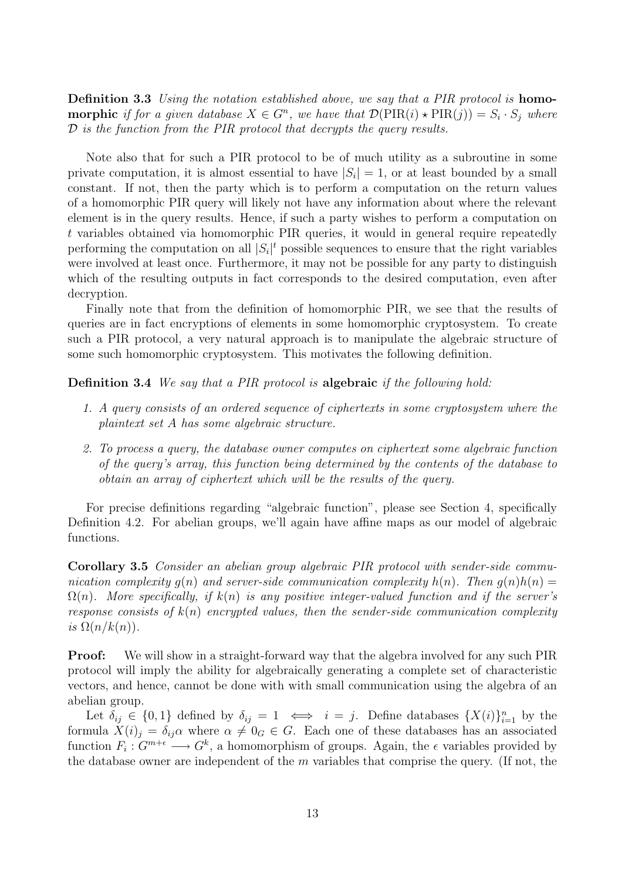**Definition 3.3** *Using the notation established above, we say that a PIR protocol is* **homomorphic** *if for a given database $X \in G^n$, we have that $\mathcal{D}(\mathrm{PIR}(i) \star \mathrm{PIR}(j)) = S_i \cdot S_j$ where $\mathcal{D}$ is the function from the PIR protocol that decrypts the query results.*

Note also that for such a PIR protocol to be of much utility as a subroutine in some private computation, it is almost essential to have $|S_i| = 1$, or at least bounded by a small constant. If not, then the party which is to perform a computation on the return values of a homomorphic PIR query will likely not have any information about where the relevant element is in the query results. Hence, if such a party wishes to perform a computation on $t$ variables obtained via homomorphic PIR queries, it would in general require repeatedly performing the computation on all $|S_i|^t$ possible sequences to ensure that the right variables were involved at least once. Furthermore, it may not be possible for any party to distinguish which of the resulting outputs in fact corresponds to the desired computation, even after decryption.

Finally note that from the definition of homomorphic PIR, we see that the results of queries are in fact encryptions of elements in some homomorphic cryptosystem. To create such a PIR protocol, a very natural approach is to manipulate the algebraic structure of some such homomorphic cryptosystem. This motivates the following definition.

**Definition 3.4** *We say that a PIR protocol is* **algebraic** *if the following hold:*

1. *A query consists of an ordered sequence of ciphertexts in some cryptosystem where the plaintext set A has some algebraic structure.*
2. *To process a query, the database owner computes on ciphertext some algebraic function of the query's array, this function being determined by the contents of the database to obtain an array of ciphertext which will be the results of the query.*

For precise definitions regarding "algebraic function", please see Section 4, specifically Definition 4.2. For abelian groups, we'll again have affine maps as our model of algebraic functions.

**Corollary 3.5** *Consider an abelian group algebraic PIR protocol with sender-side communication complexity $g(n)$ and server-side communication complexity $h(n)$. Then $g(n)h(n) = \Omega(n)$. More specifically, if $k(n)$ is any positive integer-valued function and if the server's response consists of $k(n)$ encrypted values, then the sender-side communication complexity is $\Omega(n/k(n))$.*

**Proof:** We will show in a straight-forward way that the algebra involved for any such PIR protocol will imply the ability for algebraically generating a complete set of characteristic vectors, and hence, cannot be done with with small communication using the algebra of an abelian group.

Let $\delta_{ij} \in \{0, 1\}$ defined by $\delta_{ij} = 1 \iff i = j$. Define databases $\{X(i)\}_{i=1}^n$ by the formula $X(i)_j = \delta_{ij}\alpha$ where $\alpha \neq 0_G \in G$. Each one of these databases has an associated function $F_i : G^{m+\epsilon} \longrightarrow G^k$, a homomorphism of groups. Again, the $\epsilon$ variables provided by the database owner are independent of the $m$ variables that comprise the query. (If not, the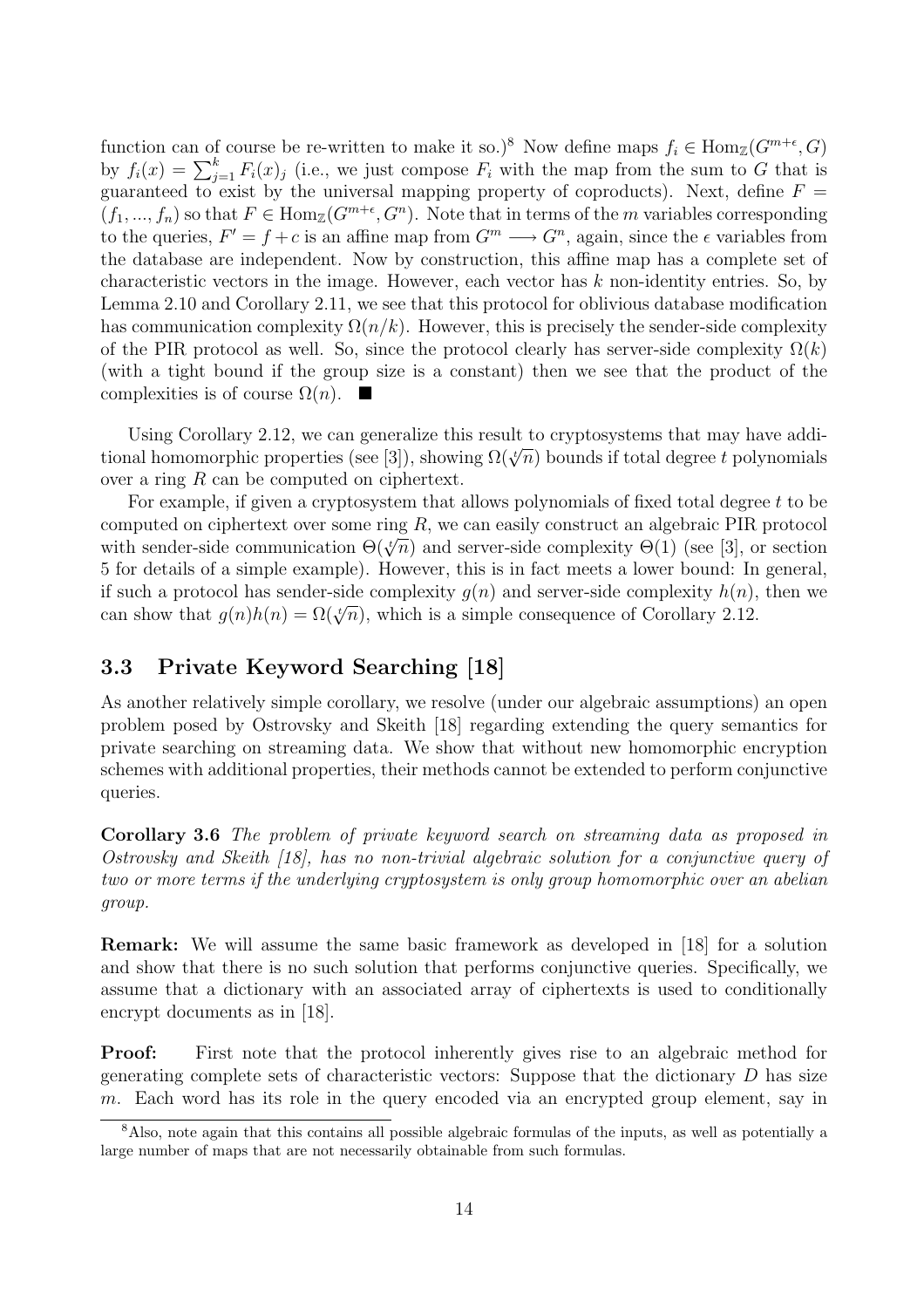function can of course be re-written to make it so.)[8] Now define maps $f_i \in \mathrm{Hom}_{\mathbb{Z}}(G^{m+\epsilon}, G)$ by $f_i(x) = \sum_{j=1}^{k} F_i(x)_j$ (i.e., we just compose $F_i$ with the map from the sum to $G$ that is guaranteed to exist by the universal mapping property of coproducts). Next, define $F = (f_1, ..., f_n)$ so that $F \in \mathrm{Hom}_{\mathbb{Z}}(G^{m+\epsilon}, G^n)$. Note that in terms of the $m$ variables corresponding to the queries, $F' = f + c$ is an affine map from $G^m \longrightarrow G^n$, again, since the $\epsilon$ variables from the database are independent. Now by construction, this affine map has a complete set of characteristic vectors in the image. However, each vector has $k$ non-identity entries. So, by Lemma 2.10 and Corollary 2.11, we see that this protocol for oblivious database modification has communication complexity $\Omega(n/k)$. However, this is precisely the sender-side complexity of the PIR protocol as well. So, since the protocol clearly has server-side complexity $\Omega(k)$ (with a tight bound if the group size is a constant) then we see that the product of the complexities is of course $\Omega(n)$. ■

Using Corollary 2.12, we can generalize this result to cryptosystems that may have additional homomorphic properties (see [3]), showing $\Omega(\sqrt[t]{n})$ bounds if total degree $t$ polynomials over a ring $R$ can be computed on ciphertext.

For example, if given a cryptosystem that allows polynomials of fixed total degree $t$ to be computed on ciphertext over some ring $R$, we can easily construct an algebraic PIR protocol with sender-side communication $\Theta(\sqrt[t]{n})$ and server-side complexity $\Theta(1)$ (see [3], or section 5 for details of a simple example). However, this is in fact meets a lower bound: In general, if such a protocol has sender-side complexity $g(n)$ and server-side complexity $h(n)$, then we can show that $g(n)h(n) = \Omega(\sqrt[t]{n})$, which is a simple consequence of Corollary 2.12.

### 3.3 Private Keyword Searching [18]

As another relatively simple corollary, we resolve (under our algebraic assumptions) an open problem posed by Ostrovsky and Skeith [18] regarding extending the query semantics for private searching on streaming data. We show that without new homomorphic encryption schemes with additional properties, their methods cannot be extended to perform conjunctive queries.

**Corollary 3.6** *The problem of private keyword search on streaming data as proposed in Ostrovsky and Skeith [18], has no non-trivial algebraic solution for a conjunctive query of two or more terms if the underlying cryptosystem is only group homomorphic over an abelian group.*

**Remark:** We will assume the same basic framework as developed in [18] for a solution and show that there is no such solution that performs conjunctive queries. Specifically, we assume that a dictionary with an associated array of ciphertexts is used to conditionally encrypt documents as in [18].

**Proof:** First note that the protocol inherently gives rise to an algebraic method for generating complete sets of characteristic vectors: Suppose that the dictionary $D$ has size $m$. Each word has its role in the query encoded via an encrypted group element, say in

[8] Also, note again that this contains all possible algebraic formulas of the inputs, as well as potentially a large number of maps that are not necessarily obtainable from such formulas.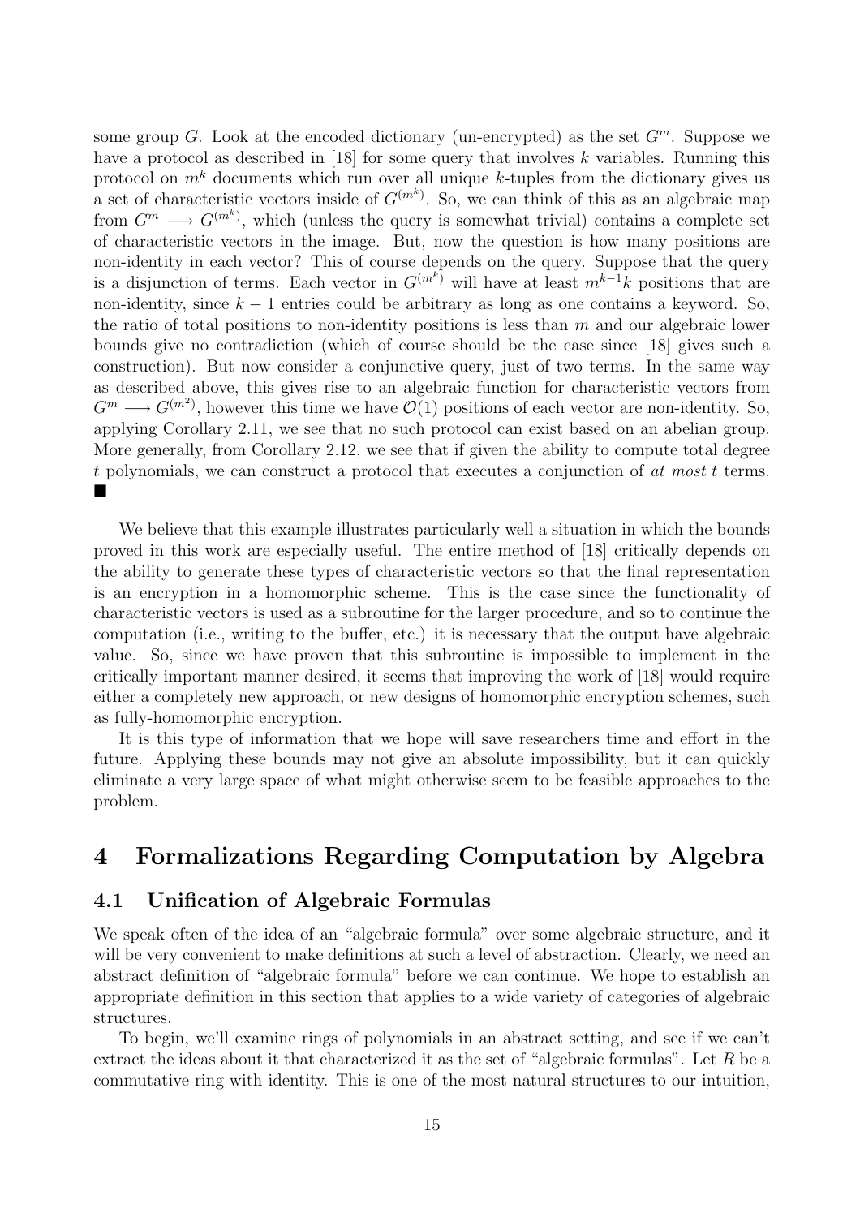some group $G$. Look at the encoded dictionary (un-encrypted) as the set $G^m$. Suppose we have a protocol as described in [18] for some query that involves $k$ variables. Running this protocol on $m^k$ documents which run over all unique $k$-tuples from the dictionary gives us a set of characteristic vectors inside of $G^{(m^k)}$. So, we can think of this as an algebraic map from $G^m \longrightarrow G^{(m^k)}$, which (unless the query is somewhat trivial) contains a complete set of characteristic vectors in the image. But, now the question is how many positions are non-identity in each vector? This of course depends on the query. Suppose that the query is a disjunction of terms. Each vector in $G^{(m^k)}$ will have at least $m^{k-1}k$ positions that are non-identity, since $k-1$ entries could be arbitrary as long as one contains a keyword. So, the ratio of total positions to non-identity positions is less than $m$ and our algebraic lower bounds give no contradiction (which of course should be the case since [18] gives such a construction). But now consider a conjunctive query, just of two terms. In the same way as described above, this gives rise to an algebraic function for characteristic vectors from $G^m \longrightarrow G^{(m^2)}$, however this time we have $\mathcal{O}(1)$ positions of each vector are non-identity. So, applying Corollary 2.11, we see that no such protocol can exist based on an abelian group. More generally, from Corollary 2.12, we see that if given the ability to compute total degree $t$ polynomials, we can construct a protocol that executes a conjunction of *at most* $t$ terms. ■

We believe that this example illustrates particularly well a situation in which the bounds proved in this work are especially useful. The entire method of [18] critically depends on the ability to generate these types of characteristic vectors so that the final representation is an encryption in a homomorphic scheme. This is the case since the functionality of characteristic vectors is used as a subroutine for the larger procedure, and so to continue the computation (i.e., writing to the buffer, etc.) it is necessary that the output have algebraic value. So, since we have proven that this subroutine is impossible to implement in the critically important manner desired, it seems that improving the work of [18] would require either a completely new approach, or new designs of homomorphic encryption schemes, such as fully-homomorphic encryption.

It is this type of information that we hope will save researchers time and effort in the future. Applying these bounds may not give an absolute impossibility, but it can quickly eliminate a very large space of what might otherwise seem to be feasible approaches to the problem.

# 4 Formalizations Regarding Computation by Algebra

## 4.1 Unification of Algebraic Formulas

We speak often of the idea of an "algebraic formula" over some algebraic structure, and it will be very convenient to make definitions at such a level of abstraction. Clearly, we need an abstract definition of "algebraic formula" before we can continue. We hope to establish an appropriate definition in this section that applies to a wide variety of categories of algebraic structures.

To begin, we'll examine rings of polynomials in an abstract setting, and see if we can't extract the ideas about it that characterized it as the set of "algebraic formulas". Let $R$ be a commutative ring with identity. This is one of the most natural structures to our intuition,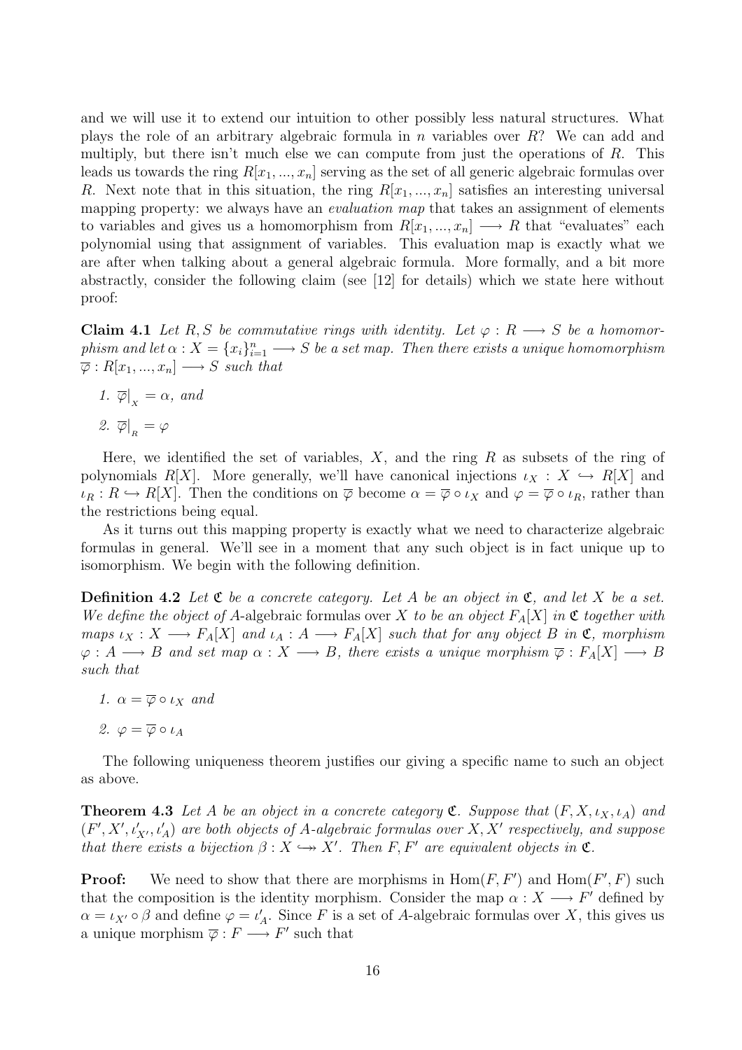and we will use it to extend our intuition to other possibly less natural structures. What plays the role of an arbitrary algebraic formula in $n$ variables over $R$? We can add and multiply, but there isn't much else we can compute from just the operations of $R$. This leads us towards the ring $R[x_1, ..., x_n]$ serving as the set of all generic algebraic formulas over $R$. Next note that in this situation, the ring $R[x_1, ..., x_n]$ satisfies an interesting universal mapping property: we always have an *evaluation map* that takes an assignment of elements to variables and gives us a homomorphism from $R[x_1, ..., x_n] \longrightarrow R$ that "evaluates" each polynomial using that assignment of variables. This evaluation map is exactly what we are after when talking about a general algebraic formula. More formally, and a bit more abstractly, consider the following claim (see [12] for details) which we state here without proof:

**Claim 4.1** *Let $R, S$ be commutative rings with identity. Let $\varphi : R \longrightarrow S$ be a homomorphism and let $\alpha : X = \{x_i\}_{i=1}^n \longrightarrow S$ be a set map. Then there exists a unique homomorphism $\overline{\varphi} : R[x_1, ..., x_n] \longrightarrow S$ such that*

1. $\overline{\varphi}\big|_X = \alpha$, *and*
2. $\overline{\varphi}\big|_R = \varphi$

Here, we identified the set of variables, $X$, and the ring $R$ as subsets of the ring of polynomials $R[X]$. More generally, we'll have canonical injections $\iota_X : X \hookrightarrow R[X]$ and $\iota_R : R \hookrightarrow R[X]$. Then the conditions on $\overline{\varphi}$ become $\alpha = \overline{\varphi} \circ \iota_X$ and $\varphi = \overline{\varphi} \circ \iota_R$, rather than the restrictions being equal.

As it turns out this mapping property is exactly what we need to characterize algebraic formulas in general. We'll see in a moment that any such object is in fact unique up to isomorphism. We begin with the following definition.

**Definition 4.2** *Let $\mathfrak{C}$ be a concrete category. Let $A$ be an object in $\mathfrak{C}$, and let $X$ be a set. We define the object of $A$-*algebraic formulas *over $X$ to be an object $F_A[X]$ in $\mathfrak{C}$ together with maps $\iota_X : X \longrightarrow F_A[X]$ and $\iota_A : A \longrightarrow F_A[X]$ such that for any object $B$ in $\mathfrak{C}$, morphism $\varphi : A \longrightarrow B$ and set map $\alpha : X \longrightarrow B$, there exists a unique morphism $\overline{\varphi} : F_A[X] \longrightarrow B$ such that*

1. $\alpha = \overline{\varphi} \circ \iota_X$ *and*
2. $\varphi = \overline{\varphi} \circ \iota_A$

The following uniqueness theorem justifies our giving a specific name to such an object as above.

**Theorem 4.3** *Let $A$ be an object in a concrete category $\mathfrak{C}$. Suppose that $(F, X, \iota_X, \iota_A)$ and $(F', X', \iota'_{X'}, \iota'_A)$ are both objects of $A$-algebraic formulas over $X, X'$ respectively, and suppose that there exists a bijection $\beta : X \hookrightarrow\!\!\!\!\rightarrow X'$. Then $F, F'$ are equivalent objects in $\mathfrak{C}$.*

**Proof:** We need to show that there are morphisms in $\mathrm{Hom}(F, F')$ and $\mathrm{Hom}(F', F)$ such that the composition is the identity morphism. Consider the map $\alpha : X \longrightarrow F'$ defined by $\alpha = \iota_{X'} \circ \beta$ and define $\varphi = \iota'_A$. Since $F$ is a set of $A$-algebraic formulas over $X$, this gives us a unique morphism $\overline{\varphi} : F \longrightarrow F'$ such that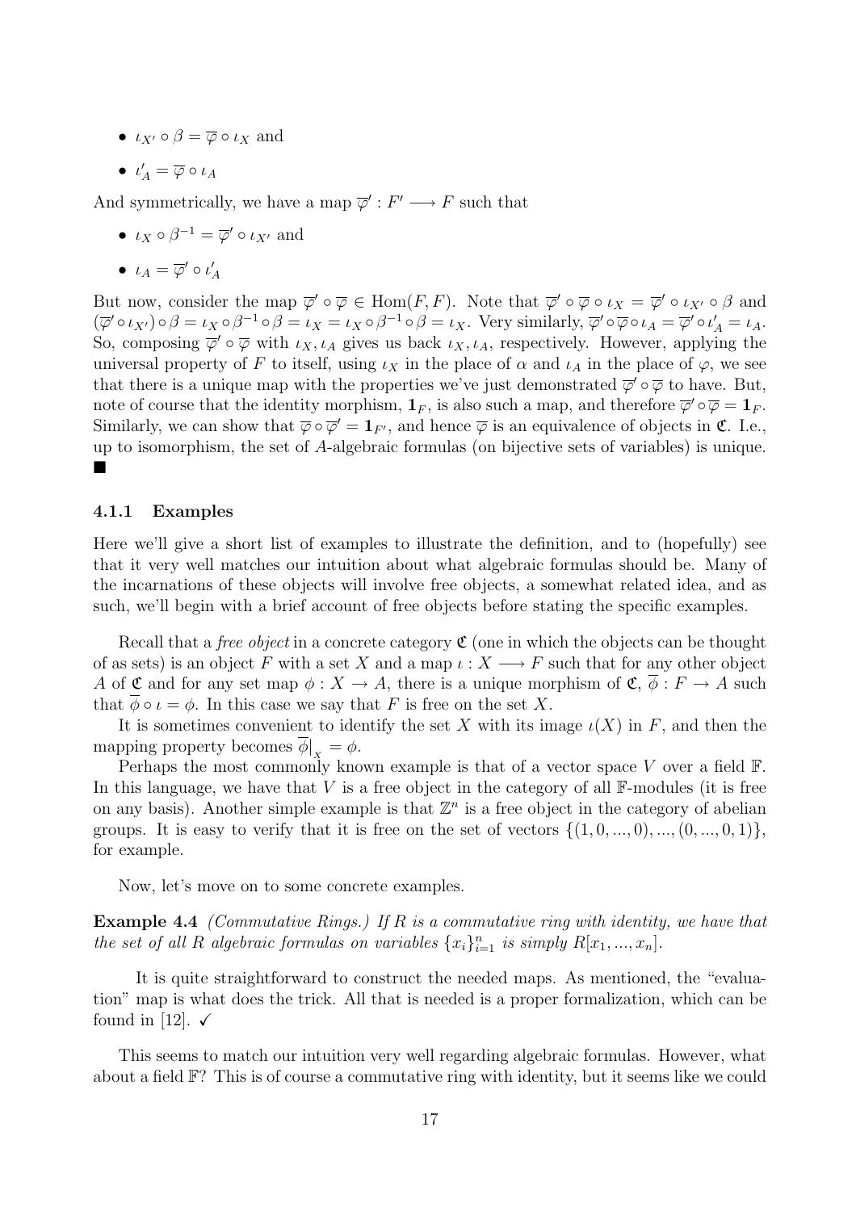- $\iota_{X'} \circ \beta = \overline{\varphi} \circ \iota_X$ and
- $\iota'_A = \overline{\varphi} \circ \iota_A$

And symmetrically, we have a map $\overline{\varphi}' : F' \longrightarrow F$ such that

- $\iota_X \circ \beta^{-1} = \overline{\varphi}' \circ \iota_{X'}$ and
- $\iota_A = \overline{\varphi}' \circ \iota'_A$

But now, consider the map $\overline{\varphi}' \circ \overline{\varphi} \in \mathrm{Hom}(F, F)$. Note that $\overline{\varphi}' \circ \overline{\varphi} \circ \iota_X = \overline{\varphi}' \circ \iota_{X'} \circ \beta$ and $(\overline{\varphi}' \circ \iota_{X'}) \circ \beta = \iota_X \circ \beta^{-1} \circ \beta = \iota_X = \iota_X \circ \beta^{-1} \circ \beta = \iota_X$. Very similarly, $\overline{\varphi}' \circ \overline{\varphi} \circ \iota_A = \overline{\varphi}' \circ \iota'_A = \iota_A$. So, composing $\overline{\varphi}' \circ \overline{\varphi}$ with $\iota_X, \iota_A$ gives us back $\iota_X, \iota_A$, respectively. However, applying the universal property of $F$ to itself, using $\iota_X$ in the place of $\alpha$ and $\iota_A$ in the place of $\varphi$, we see that there is a unique map with the properties we've just demonstrated $\overline{\varphi}' \circ \overline{\varphi}$ to have. But, note of course that the identity morphism, $\mathbf{1}_F$, is also such a map, and therefore $\overline{\varphi}' \circ \overline{\varphi} = \mathbf{1}_F$. Similarly, we can show that $\overline{\varphi} \circ \overline{\varphi}' = \mathbf{1}_{F'}$, and hence $\overline{\varphi}$ is an equivalence of objects in $\mathfrak{C}$. I.e., up to isomorphism, the set of $A$-algebraic formulas (on bijective sets of variables) is unique. ■

### 4.1.1 Examples

Here we'll give a short list of examples to illustrate the definition, and to (hopefully) see that it very well matches our intuition about what algebraic formulas should be. Many of the incarnations of these objects will involve free objects, a somewhat related idea, and as such, we'll begin with a brief account of free objects before stating the specific examples.

Recall that a *free object* in a concrete category $\mathfrak{C}$ (one in which the objects can be thought of as sets) is an object $F$ with a set $X$ and a map $\iota : X \longrightarrow F$ such that for any other object $A$ of $\mathfrak{C}$ and for any set map $\phi : X \to A$, there is a unique morphism of $\mathfrak{C}$, $\overline{\phi} : F \to A$ such that $\overline{\phi} \circ \iota = \phi$. In this case we say that $F$ is free on the set $X$.

It is sometimes convenient to identify the set $X$ with its image $\iota(X)$ in $F$, and then the mapping property becomes $\overline{\phi}\big|_X = \phi$.

Perhaps the most commonly known example is that of a vector space $V$ over a field $\mathbb{F}$. In this language, we have that $V$ is a free object in the category of all $\mathbb{F}$-modules (it is free on any basis). Another simple example is that $\mathbb{Z}^n$ is a free object in the category of abelian groups. It is easy to verify that it is free on the set of vectors $\{(1, 0, ..., 0), ..., (0, ..., 0, 1)\}$, for example.

Now, let's move on to some concrete examples.

**Example 4.4** *(Commutative Rings.) If $R$ is a commutative ring with identity, we have that the set of all $R$ algebraic formulas on variables $\{x_i\}_{i=1}^n$ is simply $R[x_1, ..., x_n]$.*

It is quite straightforward to construct the needed maps. As mentioned, the "evaluation" map is what does the trick. All that is needed is a proper formalization, which can be found in [12]. ✓

This seems to match our intuition very well regarding algebraic formulas. However, what about a field $\mathbb{F}$? This is of course a commutative ring with identity, but it seems like we could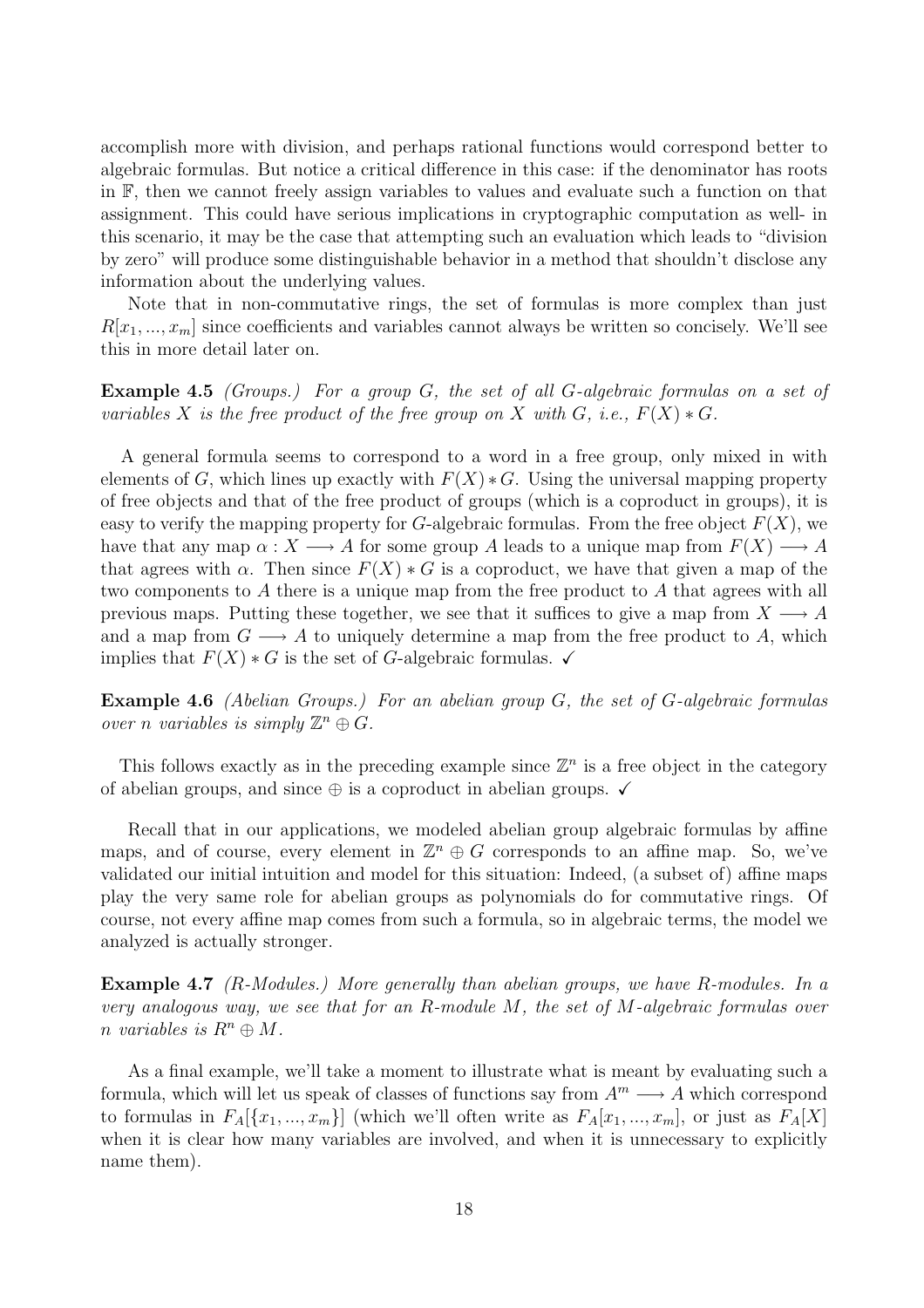accomplish more with division, and perhaps rational functions would correspond better to algebraic formulas. But notice a critical difference in this case: if the denominator has roots in $\mathbb{F}$, then we cannot freely assign variables to values and evaluate such a function on that assignment. This could have serious implications in cryptographic computation as well- in this scenario, it may be the case that attempting such an evaluation which leads to "division by zero" will produce some distinguishable behavior in a method that shouldn't disclose any information about the underlying values.

Note that in non-commutative rings, the set of formulas is more complex than just $R[x_1, ..., x_m]$ since coefficients and variables cannot always be written so concisely. We'll see this in more detail later on.

**Example 4.5** *(Groups.) For a group $G$, the set of all $G$-algebraic formulas on a set of variables $X$ is the free product of the free group on $X$ with $G$, i.e., $F(X) * G$.*

A general formula seems to correspond to a word in a free group, only mixed in with elements of $G$, which lines up exactly with $F(X) * G$. Using the universal mapping property of free objects and that of the free product of groups (which is a coproduct in groups), it is easy to verify the mapping property for $G$-algebraic formulas. From the free object $F(X)$, we have that any map $\alpha : X \longrightarrow A$ for some group $A$ leads to a unique map from $F(X) \longrightarrow A$ that agrees with $\alpha$. Then since $F(X) * G$ is a coproduct, we have that given a map of the two components to $A$ there is a unique map from the free product to $A$ that agrees with all previous maps. Putting these together, we see that it suffices to give a map from $X \longrightarrow A$ and a map from $G \longrightarrow A$ to uniquely determine a map from the free product to $A$, which implies that $F(X) * G$ is the set of $G$-algebraic formulas. ✓

**Example 4.6** *(Abelian Groups.) For an abelian group $G$, the set of $G$-algebraic formulas over $n$ variables is simply $\mathbb{Z}^n \oplus G$.*

This follows exactly as in the preceding example since $\mathbb{Z}^n$ is a free object in the category of abelian groups, and since $\oplus$ is a coproduct in abelian groups. ✓

Recall that in our applications, we modeled abelian group algebraic formulas by affine maps, and of course, every element in $\mathbb{Z}^n \oplus G$ corresponds to an affine map. So, we've validated our initial intuition and model for this situation: Indeed, (a subset of) affine maps play the very same role for abelian groups as polynomials do for commutative rings. Of course, not every affine map comes from such a formula, so in algebraic terms, the model we analyzed is actually stronger.

**Example 4.7** *(R-Modules.) More generally than abelian groups, we have $R$-modules. In a very analogous way, we see that for an $R$-module $M$, the set of $M$-algebraic formulas over $n$ variables is $R^n \oplus M$.*

As a final example, we'll take a moment to illustrate what is meant by evaluating such a formula, which will let us speak of classes of functions say from $A^m \longrightarrow A$ which correspond to formulas in $F_A[\{x_1, ..., x_m\}]$ (which we'll often write as $F_A[x_1, ..., x_m]$, or just as $F_A[X]$ when it is clear how many variables are involved, and when it is unnecessary to explicitly name them).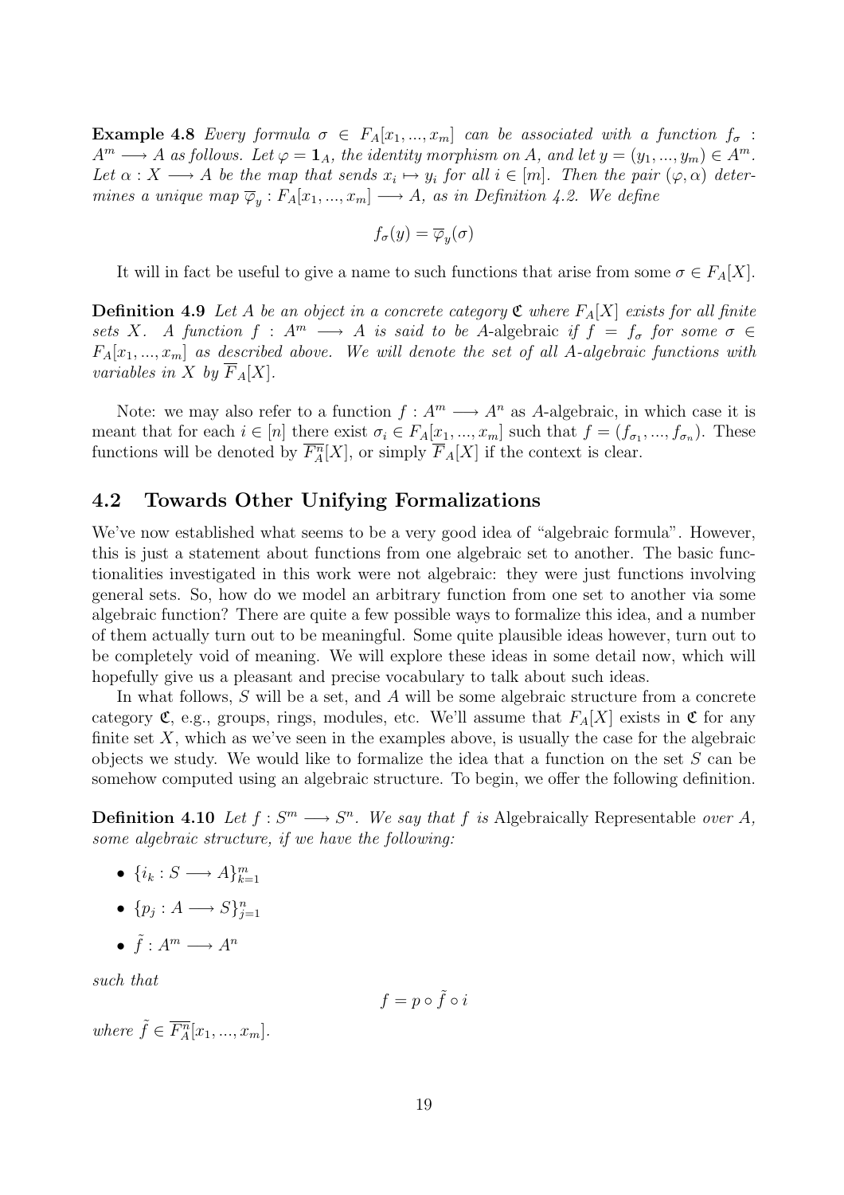**Example 4.8** *Every formula $\sigma \in F_A[x_1, ..., x_m]$ can be associated with a function $f_\sigma : A^m \longrightarrow A$ as follows. Let $\varphi = \mathbf{1}_A$, the identity morphism on A, and let $y = (y_1, ..., y_m) \in A^m$. Let $\alpha : X \longrightarrow A$ be the map that sends $x_i \mapsto y_i$ for all $i \in [m]$. Then the pair $(\varphi, \alpha)$ determines a unique map $\overline{\varphi}_y : F_A[x_1, ..., x_m] \longrightarrow A$, as in Definition 4.2. We define*

$$f_\sigma(y) = \overline{\varphi}_y(\sigma)$$

It will in fact be useful to give a name to such functions that arise from some $\sigma \in F_A[X]$.

**Definition 4.9** *Let $A$ be an object in a concrete category $\mathfrak{C}$ where $F_A[X]$ exists for all finite sets $X$. A function $f : A^m \longrightarrow A$ is said to be $A$-algebraic if $f = f_\sigma$ for some $\sigma \in F_A[x_1, ..., x_m]$ as described above. We will denote the set of all A-algebraic functions with variables in $X$ by $\overline{F}_A[X]$.*

Note: we may also refer to a function $f : A^m \longrightarrow A^n$ as $A$-algebraic, in which case it is meant that for each $i \in [n]$ there exist $\sigma_i \in F_A[x_1, ..., x_m]$ such that $f = (f_{\sigma_1}, ..., f_{\sigma_n})$. These functions will be denoted by $\overline{F_A^n}[X]$, or simply $\overline{F}_A[X]$ if the context is clear.

## 4.2 Towards Other Unifying Formalizations

We've now established what seems to be a very good idea of "algebraic formula". However, this is just a statement about functions from one algebraic set to another. The basic functionalities investigated in this work were not algebraic: they were just functions involving general sets. So, how do we model an arbitrary function from one set to another via some algebraic function? There are quite a few possible ways to formalize this idea, and a number of them actually turn out to be meaningful. Some quite plausible ideas however, turn out to be completely void of meaning. We will explore these ideas in some detail now, which will hopefully give us a pleasant and precise vocabulary to talk about such ideas.

In what follows, $S$ will be a set, and $A$ will be some algebraic structure from a concrete category $\mathfrak{C}$, e.g., groups, rings, modules, etc. We'll assume that $F_A[X]$ exists in $\mathfrak{C}$ for any finite set $X$, which as we've seen in the examples above, is usually the case for the algebraic objects we study. We would like to formalize the idea that a function on the set $S$ can be somehow computed using an algebraic structure. To begin, we offer the following definition.

**Definition 4.10** *Let $f : S^m \longrightarrow S^n$. We say that $f$ is* Algebraically Representable *over $A$, some algebraic structure, if we have the following:*

- $\{i_k : S \longrightarrow A\}_{k=1}^m$
- $\{p_j : A \longrightarrow S\}_{j=1}^n$
- $\tilde{f} : A^m \longrightarrow A^n$

*such that*

$$f = p \circ \tilde{f} \circ i$$

*where $\tilde{f} \in \overline{F_A^n}[x_1, ..., x_m]$.*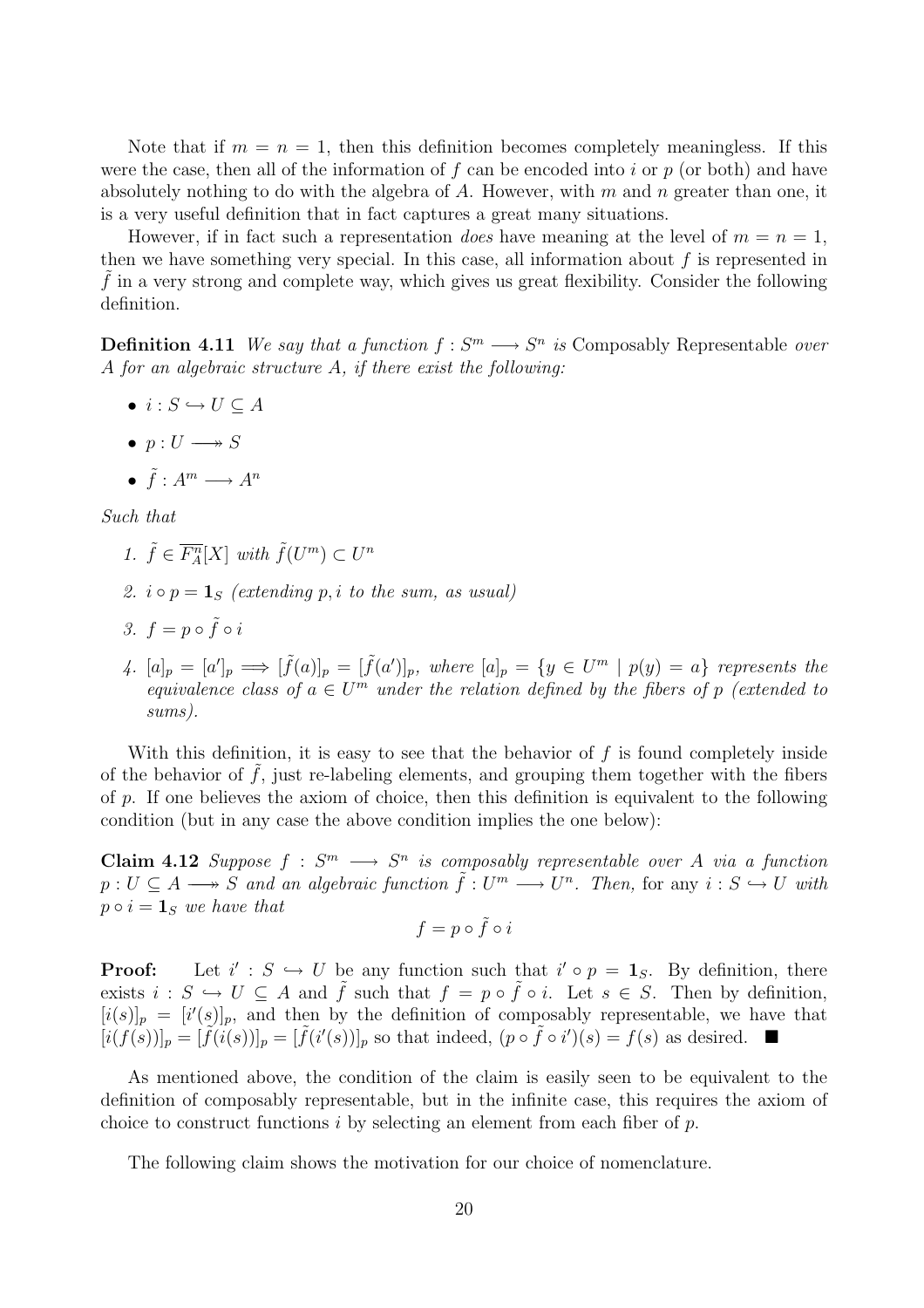Note that if $m = n = 1$, then this definition becomes completely meaningless. If this were the case, then all of the information of $f$ can be encoded into $i$ or $p$ (or both) and have absolutely nothing to do with the algebra of $A$. However, with $m$ and $n$ greater than one, it is a very useful definition that in fact captures a great many situations.

However, if in fact such a representation *does* have meaning at the level of $m = n = 1$, then we have something very special. In this case, all information about $f$ is represented in $\tilde{f}$ in a very strong and complete way, which gives us great flexibility. Consider the following definition.

**Definition 4.11** *We say that a function $f : S^m \longrightarrow S^n$ is* Composably Representable *over $A$ for an algebraic structure $A$, if there exist the following:*

- $i : S \hookrightarrow U \subseteq A$
- $p : U \twoheadrightarrow S$
- $\tilde{f} : A^m \longrightarrow A^n$

*Such that*

1. $\tilde{f} \in \overline{F_A^n}[X]$ *with* $\tilde{f}(U^m) \subset U^n$
2. $i \circ p = \mathbf{1}_S$ *(extending $p, i$ to the sum, as usual)*
3. $f = p \circ \tilde{f} \circ i$
4. $[a]_p = [a']_p \implies [\tilde{f}(a)]_p = [\tilde{f}(a')]_p$*, where $[a]_p = \{y \in U^m \mid p(y) = a\}$ represents the equivalence class of $a \in U^m$ under the relation defined by the fibers of $p$ (extended to sums).*

With this definition, it is easy to see that the behavior of $f$ is found completely inside of the behavior of $\tilde{f}$, just re-labeling elements, and grouping them together with the fibers of $p$. If one believes the axiom of choice, then this definition is equivalent to the following condition (but in any case the above condition implies the one below):

**Claim 4.12** *Suppose $f : S^m \longrightarrow S^n$ is composably representable over $A$ via a function $p : U \subseteq A \twoheadrightarrow S$ and an algebraic function $\tilde{f} : U^m \longrightarrow U^n$. Then,* for any *$i : S \hookrightarrow U$ with $p \circ i = \mathbf{1}_S$ we have that*

$$f = p \circ \tilde{f} \circ i$$

**Proof:** Let $i' : S \hookrightarrow U$ be any function such that $i' \circ p = \mathbf{1}_S$. By definition, there exists $i : S \hookrightarrow U \subseteq A$ and $\tilde{f}$ such that $f = p \circ \tilde{f} \circ i$. Let $s \in S$. Then by definition, $[i(s)]_p = [i'(s)]_p$, and then by the definition of composably representable, we have that $[i(f(s))]_p = [\tilde{f}(i(s))]_p = [\tilde{f}(i'(s))]_p$ so that indeed, $(p \circ \tilde{f} \circ i')(s) = f(s)$ as desired. ■

As mentioned above, the condition of the claim is easily seen to be equivalent to the definition of composably representable, but in the infinite case, this requires the axiom of choice to construct functions $i$ by selecting an element from each fiber of $p$.

The following claim shows the motivation for our choice of nomenclature.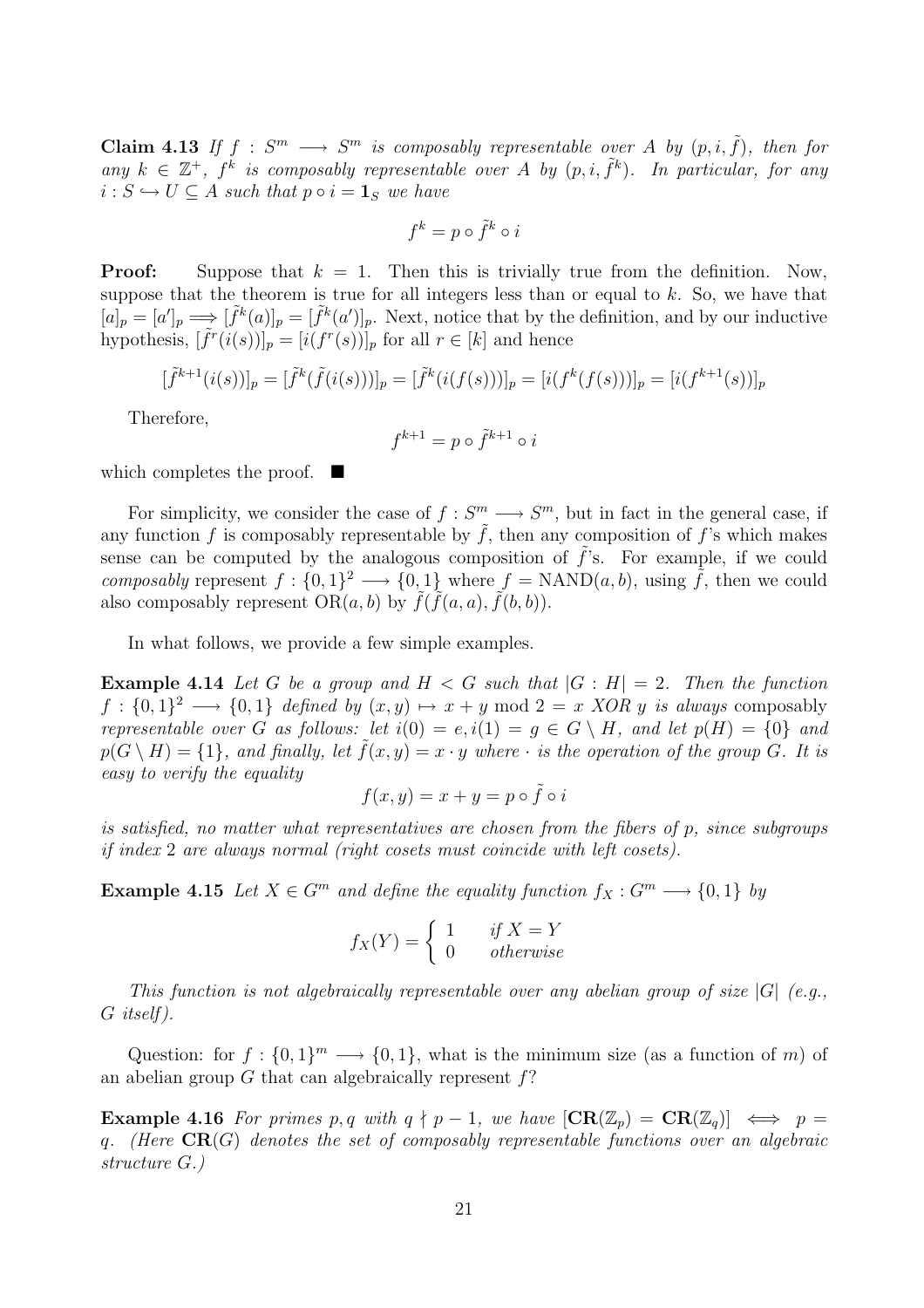**Claim 4.13** *If $f : S^m \longrightarrow S^m$ is composably representable over $A$ by $(p, i, \tilde{f})$, then for any $k \in \mathbb{Z}^+$, $f^k$ is composably representable over $A$ by $(p, i, \tilde{f}^k)$. In particular, for any $i : S \hookrightarrow U \subseteq A$ such that $p \circ i = \mathbf{1}_S$ we have*

$$f^k = p \circ \tilde{f}^k \circ i$$

**Proof:** Suppose that $k = 1$. Then this is trivially true from the definition. Now, suppose that the theorem is true for all integers less than or equal to $k$. So, we have that $[a]_p = [a']_p \Longrightarrow [\tilde{f}^k(a)]_p = [\tilde{f}^k(a')]_p$. Next, notice that by the definition, and by our inductive hypothesis, $[\tilde{f^r}(i(s))]_p = [i(f^r(s))]_p$ for all $r \in [k]$ and hence

$$[\tilde{f}^{k+1}(i(s))]_p = [\tilde{f}^k(\tilde{f}(i(s)))]_p = [\tilde{f}^k(i(f(s)))]_p = [i(f^k(f(s)))]_p = [i(f^{k+1}(s))]_p$$

Therefore,

$$f^{k+1} = p \circ \tilde{f}^{k+1} \circ i$$

which completes the proof. ■

For simplicity, we consider the case of $f : S^m \longrightarrow S^m$, but in fact in the general case, if any function $f$ is composably representable by $\tilde{f}$, then any composition of $f$'s which makes sense can be computed by the analogous composition of $\tilde{f}$'s. For example, if we could *composably* represent $f : \{0,1\}^2 \longrightarrow \{0,1\}$ where $f = \text{NAND}(a, b)$, using $\tilde{f}$, then we could also composably represent $\text{OR}(a, b)$ by $\tilde{f}(\tilde{f}(a, a), \tilde{f}(b, b))$.

In what follows, we provide a few simple examples.

**Example 4.14** *Let $G$ be a group and $H < G$ such that $|G : H| = 2$. Then the function $f : \{0,1\}^2 \longrightarrow \{0,1\}$ defined by $(x, y) \mapsto x + y \bmod 2 = x$ XOR $y$ is always* composably *representable over $G$ as follows: let $i(0) = e, i(1) = g \in G \setminus H$, and let $p(H) = \{0\}$ and $p(G \setminus H) = \{1\}$, and finally, let $\tilde{f}(x, y) = x \cdot y$ where $\cdot$ is the operation of the group $G$. It is easy to verify the equality*

$$f(x, y) = x + y = p \circ \tilde{f} \circ i$$

*is satisfied, no matter what representatives are chosen from the fibers of $p$, since subgroups if index 2 are always normal (right cosets must coincide with left cosets).*

**Example 4.15** *Let $X \in G^m$ and define the equality function $f_X : G^m \longrightarrow \{0,1\}$ by*

$$f_X(Y) = \begin{cases} 1 & \text{if } X = Y \\ 0 & \text{otherwise} \end{cases}$$

*This function is not algebraically representable over any abelian group of size $|G|$ (e.g., $G$ itself).*

Question: for $f : \{0,1\}^m \longrightarrow \{0,1\}$, what is the minimum size (as a function of $m$) of an abelian group $G$ that can algebraically represent $f$?

**Example 4.16** *For primes $p, q$ with $q \nmid p - 1$, we have $[\mathbf{CR}(\mathbb{Z}_p) = \mathbf{CR}(\mathbb{Z}_q)] \iff p = q$. (Here $\mathbf{CR}(G)$ denotes the set of composably representable functions over an algebraic structure $G$.)*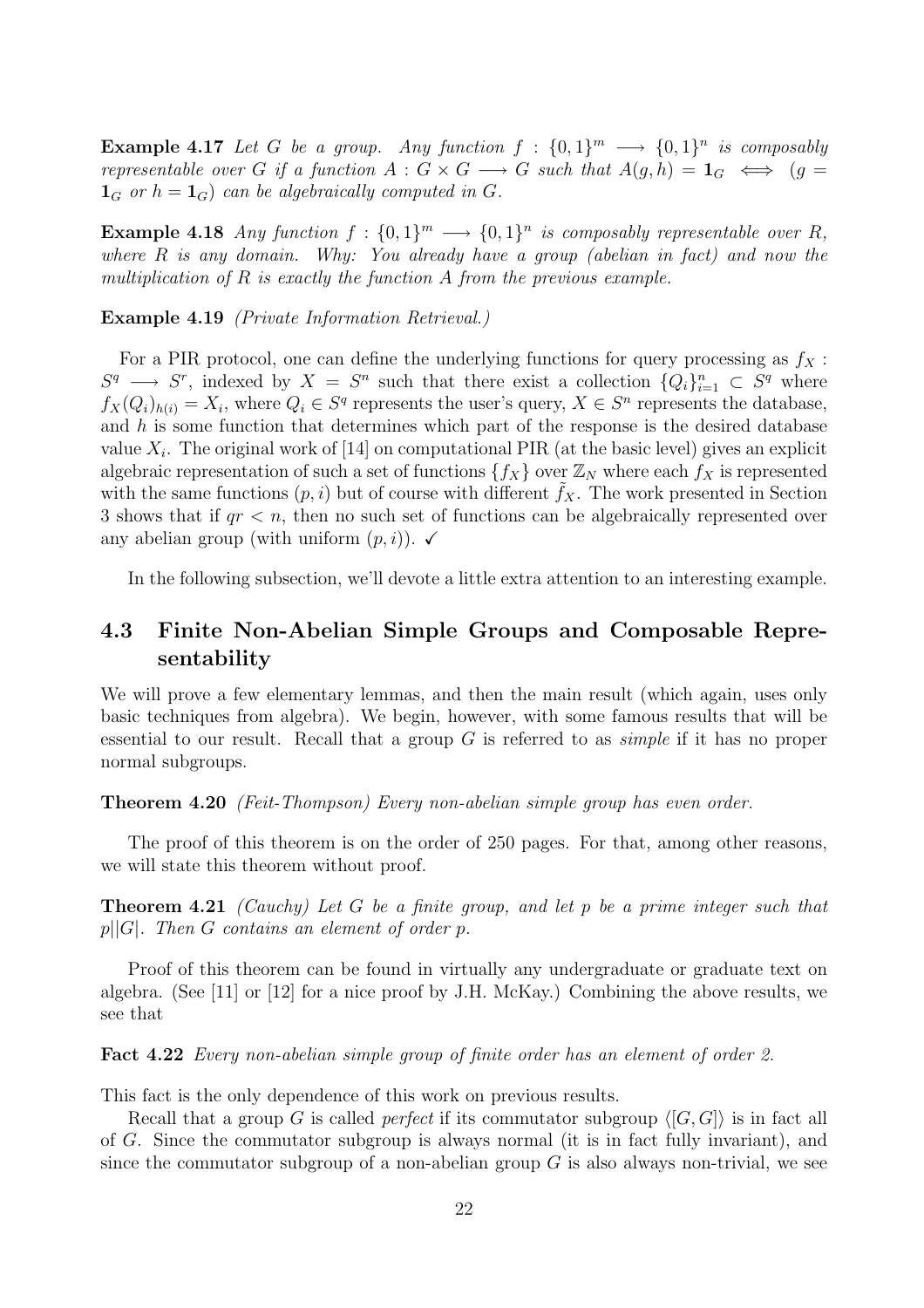**Example 4.17** *Let $G$ be a group. Any function $f : \{0,1\}^m \longrightarrow \{0,1\}^n$ is composably representable over $G$ if a function $A : G \times G \longrightarrow G$ such that $A(g,h) = \mathbf{1}_G \iff (g = \mathbf{1}_G$ or $h = \mathbf{1}_G)$ can be algebraically computed in $G$.*

**Example 4.18** *Any function $f : \{0,1\}^m \longrightarrow \{0,1\}^n$ is composably representable over $R$, where $R$ is any domain. Why: You already have a group (abelian in fact) and now the multiplication of $R$ is exactly the function $A$ from the previous example.*

**Example 4.19** *(Private Information Retrieval.)*

For a PIR protocol, one can define the underlying functions for query processing as $f_X : S^q \longrightarrow S^r$, indexed by $X = S^n$ such that there exist a collection $\{Q_i\}_{i=1}^n \subset S^q$ where $f_X(Q_i)_{h(i)} = X_i$, where $Q_i \in S^q$ represents the user's query, $X \in S^n$ represents the database, and $h$ is some function that determines which part of the response is the desired database value $X_i$. The original work of [14] on computational PIR (at the basic level) gives an explicit algebraic representation of such a set of functions $\{f_X\}$ over $\mathbb{Z}_N$ where each $f_X$ is represented with the same functions $(p, i)$ but of course with different $\tilde{f}_X$. The work presented in Section 3 shows that if $qr < n$, then no such set of functions can be algebraically represented over any abelian group (with uniform $(p, i)$). ✓

In the following subsection, we'll devote a little extra attention to an interesting example.

## 4.3 Finite Non-Abelian Simple Groups and Composable Representability

We will prove a few elementary lemmas, and then the main result (which again, uses only basic techniques from algebra). We begin, however, with some famous results that will be essential to our result. Recall that a group $G$ is referred to as *simple* if it has no proper normal subgroups.

**Theorem 4.20** *(Feit-Thompson) Every non-abelian simple group has even order.*

The proof of this theorem is on the order of 250 pages. For that, among other reasons, we will state this theorem without proof.

**Theorem 4.21** *(Cauchy) Let $G$ be a finite group, and let $p$ be a prime integer such that $p||G|$. Then $G$ contains an element of order $p$.*

Proof of this theorem can be found in virtually any undergraduate or graduate text on algebra. (See [11] or [12] for a nice proof by J.H. McKay.) Combining the above results, we see that

**Fact 4.22** *Every non-abelian simple group of finite order has an element of order 2.*

This fact is the only dependence of this work on previous results.

Recall that a group $G$ is called *perfect* if its commutator subgroup $\langle [G, G] \rangle$ is in fact all of $G$. Since the commutator subgroup is always normal (it is in fact fully invariant), and since the commutator subgroup of a non-abelian group $G$ is also always non-trivial, we see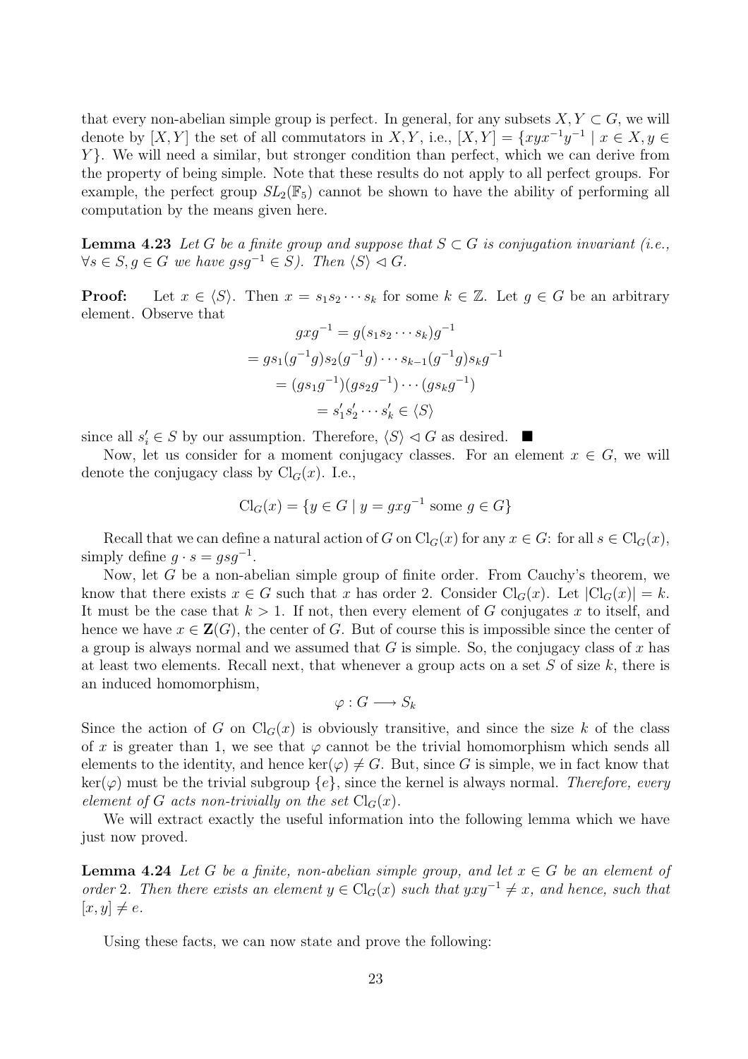that every non-abelian simple group is perfect. In general, for any subsets $X, Y \subset G$, we will denote by $[X, Y]$ the set of all commutators in $X, Y$, i.e., $[X, Y] = \{xyx^{-1}y^{-1} \mid x \in X, y \in Y\}$. We will need a similar, but stronger condition than perfect, which we can derive from the property of being simple. Note that these results do not apply to all perfect groups. For example, the perfect group $SL_2(\mathbb{F}_5)$ cannot be shown to have the ability of performing all computation by the means given here.

**Lemma 4.23** *Let $G$ be a finite group and suppose that $S \subset G$ is conjugation invariant (i.e., $\forall s \in S, g \in G$ we have $gsg^{-1} \in S$). Then $\langle S \rangle \lhd G$.*

**Proof:** Let $x \in \langle S \rangle$. Then $x = s_1 s_2 \cdots s_k$ for some $k \in \mathbb{Z}$. Let $g \in G$ be an arbitrary element. Observe that

$$gxg^{-1} = g(s_1 s_2 \cdots s_k)g^{-1}$$
$$= gs_1(g^{-1}g)s_2(g^{-1}g) \cdots s_{k-1}(g^{-1}g)s_k g^{-1}$$
$$= (gs_1g^{-1})(gs_2g^{-1}) \cdots (gs_kg^{-1})$$
$$= s_1' s_2' \cdots s_k' \in \langle S \rangle$$

since all $s_i' \in S$ by our assumption. Therefore, $\langle S \rangle \lhd G$ as desired. ■

Now, let us consider for a moment conjugacy classes. For an element $x \in G$, we will denote the conjugacy class by $\mathrm{Cl}_G(x)$. I.e.,

$$\mathrm{Cl}_G(x) = \{y \in G \mid y = gxg^{-1} \text{ some } g \in G\}$$

Recall that we can define a natural action of $G$ on $\mathrm{Cl}_G(x)$ for any $x \in G$: for all $s \in \mathrm{Cl}_G(x)$, simply define $g \cdot s = gsg^{-1}$.

Now, let $G$ be a non-abelian simple group of finite order. From Cauchy's theorem, we know that there exists $x \in G$ such that $x$ has order 2. Consider $\mathrm{Cl}_G(x)$. Let $|\mathrm{Cl}_G(x)| = k$. It must be the case that $k > 1$. If not, then every element of $G$ conjugates $x$ to itself, and hence we have $x \in \mathbf{Z}(G)$, the center of $G$. But of course this is impossible since the center of a group is always normal and we assumed that $G$ is simple. So, the conjugacy class of $x$ has at least two elements. Recall next, that whenever a group acts on a set $S$ of size $k$, there is an induced homomorphism,

$$\varphi : G \longrightarrow S_k$$

Since the action of $G$ on $\mathrm{Cl}_G(x)$ is obviously transitive, and since the size $k$ of the class of $x$ is greater than 1, we see that $\varphi$ cannot be the trivial homomorphism which sends all elements to the identity, and hence $\ker(\varphi) \neq G$. But, since $G$ is simple, we in fact know that $\ker(\varphi)$ must be the trivial subgroup $\{e\}$, since the kernel is always normal. *Therefore, every element of $G$ acts non-trivially on the set $\mathrm{Cl}_G(x)$.*

We will extract exactly the useful information into the following lemma which we have just now proved.

**Lemma 4.24** *Let $G$ be a finite, non-abelian simple group, and let $x \in G$ be an element of order 2. Then there exists an element $y \in \mathrm{Cl}_G(x)$ such that $yxy^{-1} \neq x$, and hence, such that $[x, y] \neq e$.*

Using these facts, we can now state and prove the following: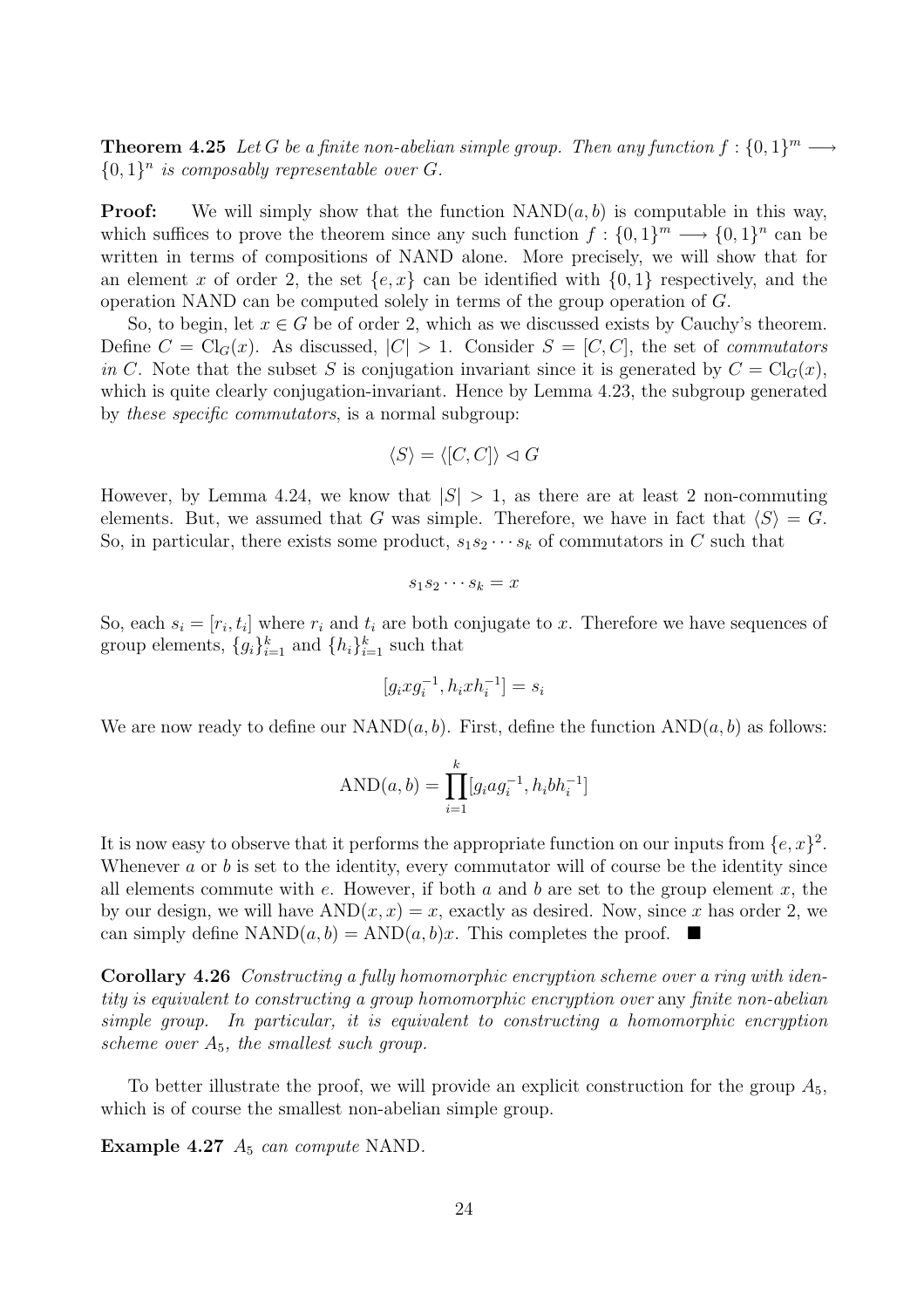**Theorem 4.25** *Let $G$ be a finite non-abelian simple group. Then any function $f : \{0,1\}^m \longrightarrow \{0,1\}^n$ is composably representable over $G$.*

**Proof:** We will simply show that the function $\text{NAND}(a, b)$ is computable in this way, which suffices to prove the theorem since any such function $f : \{0,1\}^m \longrightarrow \{0,1\}^n$ can be written in terms of compositions of NAND alone. More precisely, we will show that for an element $x$ of order 2, the set $\{e, x\}$ can be identified with $\{0,1\}$ respectively, and the operation NAND can be computed solely in terms of the group operation of $G$.

So, to begin, let $x \in G$ be of order 2, which as we discussed exists by Cauchy's theorem. Define $C = \text{Cl}_G(x)$. As discussed, $|C| > 1$. Consider $S = [C, C]$, the set of *commutators in* $C$. Note that the subset $S$ is conjugation invariant since it is generated by $C = \text{Cl}_G(x)$, which is quite clearly conjugation-invariant. Hence by Lemma 4.23, the subgroup generated by *these specific commutators*, is a normal subgroup:

$$\langle S \rangle = \langle [C, C] \rangle \lhd G$$

However, by Lemma 4.24, we know that $|S| > 1$, as there are at least 2 non-commuting elements. But, we assumed that $G$ was simple. Therefore, we have in fact that $\langle S \rangle = G$. So, in particular, there exists some product, $s_1 s_2 \cdots s_k$ of commutators in $C$ such that

$$s_1 s_2 \cdots s_k = x$$

So, each $s_i = [r_i, t_i]$ where $r_i$ and $t_i$ are both conjugate to $x$. Therefore we have sequences of group elements, $\{g_i\}_{i=1}^k$ and $\{h_i\}_{i=1}^k$ such that

$$[g_i x g_i^{-1}, h_i x h_i^{-1}] = s_i$$

We are now ready to define our $\text{NAND}(a, b)$. First, define the function $\text{AND}(a, b)$ as follows:

$$\text{AND}(a, b) = \prod_{i=1}^{k} [g_i a g_i^{-1}, h_i b h_i^{-1}]$$

It is now easy to observe that it performs the appropriate function on our inputs from $\{e, x\}^2$. Whenever $a$ or $b$ is set to the identity, every commutator will of course be the identity since all elements commute with $e$. However, if both $a$ and $b$ are set to the group element $x$, the by our design, we will have $\text{AND}(x, x) = x$, exactly as desired. Now, since $x$ has order 2, we can simply define $\text{NAND}(a, b) = \text{AND}(a, b)x$. This completes the proof. ■

**Corollary 4.26** *Constructing a fully homomorphic encryption scheme over a ring with identity is equivalent to constructing a group homomorphic encryption over* any *finite non-abelian simple group. In particular, it is equivalent to constructing a homomorphic encryption scheme over $A_5$, the smallest such group.*

To better illustrate the proof, we will provide an explicit construction for the group $A_5$, which is of course the smallest non-abelian simple group.

**Example 4.27** *$A_5$ can compute* NAND*.*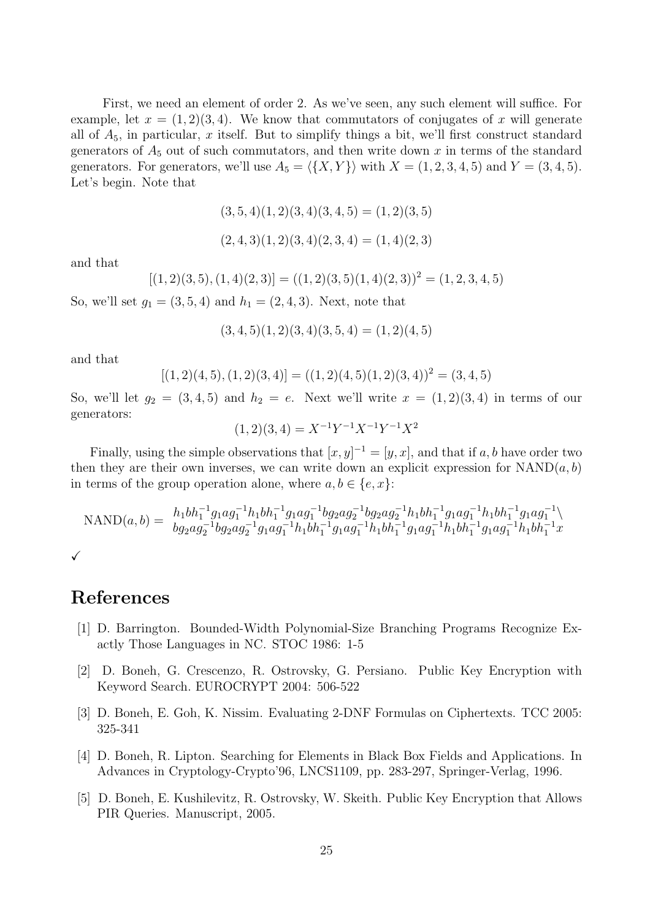First, we need an element of order 2. As we've seen, any such element will suffice. For example, let $x = (1,2)(3,4)$. We know that commutators of conjugates of $x$ will generate all of $A_5$, in particular, $x$ itself. But to simplify things a bit, we'll first construct standard generators of $A_5$ out of such commutators, and then write down $x$ in terms of the standard generators. For generators, we'll use $A_5 = \langle\{X, Y\}\rangle$ with $X = (1,2,3,4,5)$ and $Y = (3,4,5)$. Let's begin. Note that

$$(3,5,4)(1,2)(3,4)(3,4,5) = (1,2)(3,5)$$

$$(2,4,3)(1,2)(3,4)(2,3,4) = (1,4)(2,3)$$

and that

$$[(1,2)(3,5),(1,4)(2,3)] = ((1,2)(3,5)(1,4)(2,3))^2 = (1,2,3,4,5)$$

So, we'll set $g_1 = (3,5,4)$ and $h_1 = (2,4,3)$. Next, note that

$$(3,4,5)(1,2)(3,4)(3,5,4) = (1,2)(4,5)$$

and that

$$[(1,2)(4,5),(1,2)(3,4)] = ((1,2)(4,5)(1,2)(3,4))^2 = (3,4,5)$$

So, we'll let $g_2 = (3,4,5)$ and $h_2 = e$. Next we'll write $x = (1,2)(3,4)$ in terms of our generators:

$$(1,2)(3,4) = X^{-1}Y^{-1}X^{-1}Y^{-1}X^2$$

Finally, using the simple observations that $[x,y]^{-1} = [y,x]$, and that if $a, b$ have order two then they are their own inverses, we can write down an explicit expression for $\text{NAND}(a,b)$ in terms of the group operation alone, where $a, b \in \{e, x\}$:

$$\begin{aligned}\text{NAND}(a,b) = \;& h_1bh_1^{-1}g_1ag_1^{-1}h_1bh_1^{-1}g_1ag_1^{-1}bg_2ag_2^{-1}bg_2ag_2^{-1}h_1bh_1^{-1}g_1ag_1^{-1}h_1bh_1^{-1}g_1ag_1^{-1}\backslash \\ & bg_2ag_2^{-1}bg_2ag_2^{-1}g_1ag_1^{-1}h_1bh_1^{-1}g_1ag_1^{-1}h_1bh_1^{-1}g_1ag_1^{-1}h_1bh_1^{-1}g_1ag_1^{-1}h_1bh_1^{-1}x\end{aligned}$$

✓

## References

[1] D. Barrington. Bounded-Width Polynomial-Size Branching Programs Recognize Exactly Those Languages in NC. STOC 1986: 1-5

[2] D. Boneh, G. Crescenzo, R. Ostrovsky, G. Persiano. Public Key Encryption with Keyword Search. EUROCRYPT 2004: 506-522

[3] D. Boneh, E. Goh, K. Nissim. Evaluating 2-DNF Formulas on Ciphertexts. TCC 2005: 325-341

[4] D. Boneh, R. Lipton. Searching for Elements in Black Box Fields and Applications. In Advances in Cryptology-Crypto'96, LNCS1109, pp. 283-297, Springer-Verlag, 1996.

[5] D. Boneh, E. Kushilevitz, R. Ostrovsky, W. Skeith. Public Key Encryption that Allows PIR Queries. Manuscript, 2005.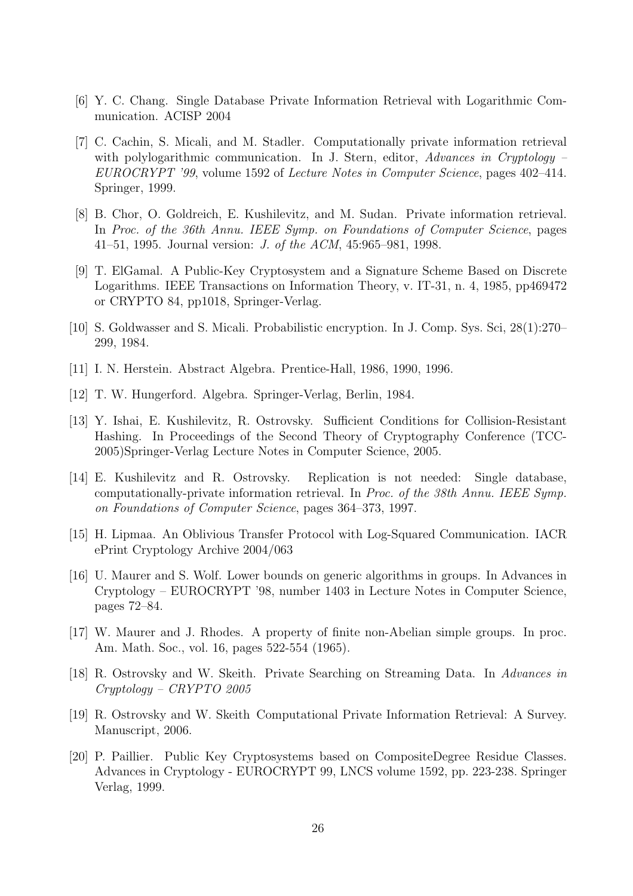[6] Y. C. Chang. Single Database Private Information Retrieval with Logarithmic Communication. ACISP 2004

[7] C. Cachin, S. Micali, and M. Stadler. Computationally private information retrieval with polylogarithmic communication. In J. Stern, editor, *Advances in Cryptology – EUROCRYPT '99*, volume 1592 of *Lecture Notes in Computer Science*, pages 402–414. Springer, 1999.

[8] B. Chor, O. Goldreich, E. Kushilevitz, and M. Sudan. Private information retrieval. In *Proc. of the 36th Annu. IEEE Symp. on Foundations of Computer Science*, pages 41–51, 1995. Journal version: *J. of the ACM*, 45:965–981, 1998.

[9] T. ElGamal. A Public-Key Cryptosystem and a Signature Scheme Based on Discrete Logarithms. IEEE Transactions on Information Theory, v. IT-31, n. 4, 1985, pp469472 or CRYPTO 84, pp1018, Springer-Verlag.

[10] S. Goldwasser and S. Micali. Probabilistic encryption. In J. Comp. Sys. Sci, 28(1):270–299, 1984.

[11] I. N. Herstein. Abstract Algebra. Prentice-Hall, 1986, 1990, 1996.

[12] T. W. Hungerford. Algebra. Springer-Verlag, Berlin, 1984.

[13] Y. Ishai, E. Kushilevitz, R. Ostrovsky. Sufficient Conditions for Collision-Resistant Hashing. In Proceedings of the Second Theory of Cryptography Conference (TCC-2005)Springer-Verlag Lecture Notes in Computer Science, 2005.

[14] E. Kushilevitz and R. Ostrovsky. Replication is not needed: Single database, computationally-private information retrieval. In *Proc. of the 38th Annu. IEEE Symp. on Foundations of Computer Science*, pages 364–373, 1997.

[15] H. Lipmaa. An Oblivious Transfer Protocol with Log-Squared Communication. IACR ePrint Cryptology Archive 2004/063

[16] U. Maurer and S. Wolf. Lower bounds on generic algorithms in groups. In Advances in Cryptology – EUROCRYPT '98, number 1403 in Lecture Notes in Computer Science, pages 72–84.

[17] W. Maurer and J. Rhodes. A property of finite non-Abelian simple groups. In proc. Am. Math. Soc., vol. 16, pages 522-554 (1965).

[18] R. Ostrovsky and W. Skeith. Private Searching on Streaming Data. In *Advances in Cryptology – CRYPTO 2005*

[19] R. Ostrovsky and W. Skeith Computational Private Information Retrieval: A Survey. Manuscript, 2006.

[20] P. Paillier. Public Key Cryptosystems based on CompositeDegree Residue Classes. Advances in Cryptology - EUROCRYPT 99, LNCS volume 1592, pp. 223-238. Springer Verlag, 1999.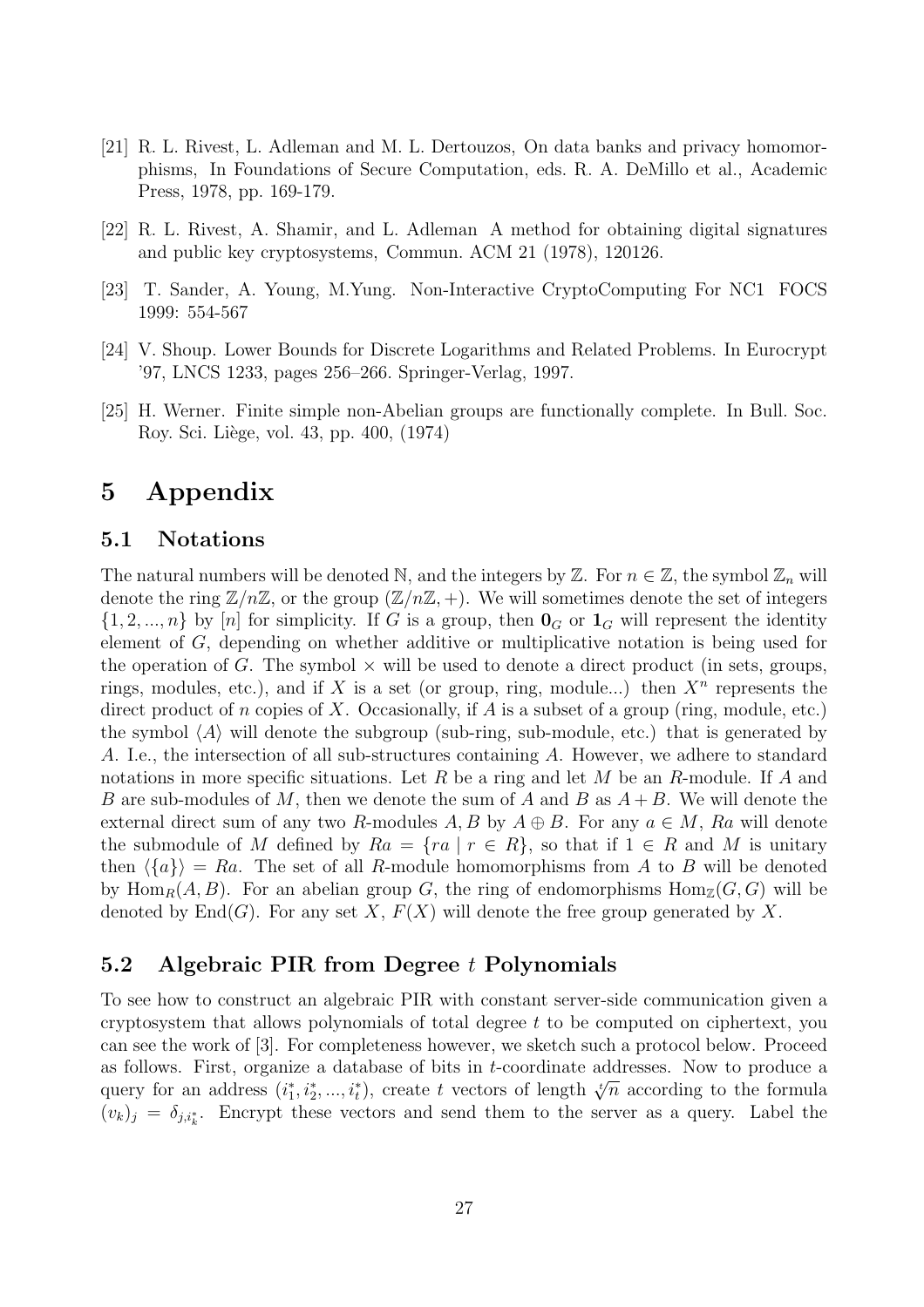[21] R. L. Rivest, L. Adleman and M. L. Dertouzos, On data banks and privacy homomorphisms, In Foundations of Secure Computation, eds. R. A. DeMillo et al., Academic Press, 1978, pp. 169-179.

[22] R. L. Rivest, A. Shamir, and L. Adleman A method for obtaining digital signatures and public key cryptosystems, Commun. ACM 21 (1978), 120126.

[23] T. Sander, A. Young, M.Yung. Non-Interactive CryptoComputing For NC1 FOCS 1999: 554-567

[24] V. Shoup. Lower Bounds for Discrete Logarithms and Related Problems. In Eurocrypt '97, LNCS 1233, pages 256–266. Springer-Verlag, 1997.

[25] H. Werner. Finite simple non-Abelian groups are functionally complete. In Bull. Soc. Roy. Sci. Liège, vol. 43, pp. 400, (1974)

# 5 Appendix

## 5.1 Notations

The natural numbers will be denoted $\mathbb{N}$, and the integers by $\mathbb{Z}$. For $n \in \mathbb{Z}$, the symbol $\mathbb{Z}_n$ will denote the ring $\mathbb{Z}/n\mathbb{Z}$, or the group $(\mathbb{Z}/n\mathbb{Z}, +)$. We will sometimes denote the set of integers $\{1, 2, ..., n\}$ by $[n]$ for simplicity. If $G$ is a group, then $\mathbf{0}_G$ or $\mathbf{1}_G$ will represent the identity element of $G$, depending on whether additive or multiplicative notation is being used for the operation of $G$. The symbol $\times$ will be used to denote a direct product (in sets, groups, rings, modules, etc.), and if $X$ is a set (or group, ring, module...) then $X^n$ represents the direct product of $n$ copies of $X$. Occasionally, if $A$ is a subset of a group (ring, module, etc.) the symbol $\langle A \rangle$ will denote the subgroup (sub-ring, sub-module, etc.) that is generated by $A$. I.e., the intersection of all sub-structures containing $A$. However, we adhere to standard notations in more specific situations. Let $R$ be a ring and let $M$ be an $R$-module. If $A$ and $B$ are sub-modules of $M$, then we denote the sum of $A$ and $B$ as $A + B$. We will denote the external direct sum of any two $R$-modules $A, B$ by $A \oplus B$. For any $a \in M$, $Ra$ will denote the submodule of $M$ defined by $Ra = \{ra \mid r \in R\}$, so that if $1 \in R$ and $M$ is unitary then $\langle \{a\} \rangle = Ra$. The set of all $R$-module homomorphisms from $A$ to $B$ will be denoted by $\mathrm{Hom}_R(A, B)$. For an abelian group $G$, the ring of endomorphisms $\mathrm{Hom}_{\mathbb{Z}}(G, G)$ will be denoted by $\mathrm{End}(G)$. For any set $X$, $F(X)$ will denote the free group generated by $X$.

## 5.2 Algebraic PIR from Degree $t$ Polynomials

To see how to construct an algebraic PIR with constant server-side communication given a cryptosystem that allows polynomials of total degree $t$ to be computed on ciphertext, you can see the work of [3]. For completeness however, we sketch such a protocol below. Proceed as follows. First, organize a database of bits in $t$-coordinate addresses. Now to produce a query for an address $(i_1^*, i_2^*, ..., i_t^*)$, create $t$ vectors of length $\sqrt[t]{n}$ according to the formula $(v_k)_j = \delta_{j, i_k^*}$. Encrypt these vectors and send them to the server as a query. Label the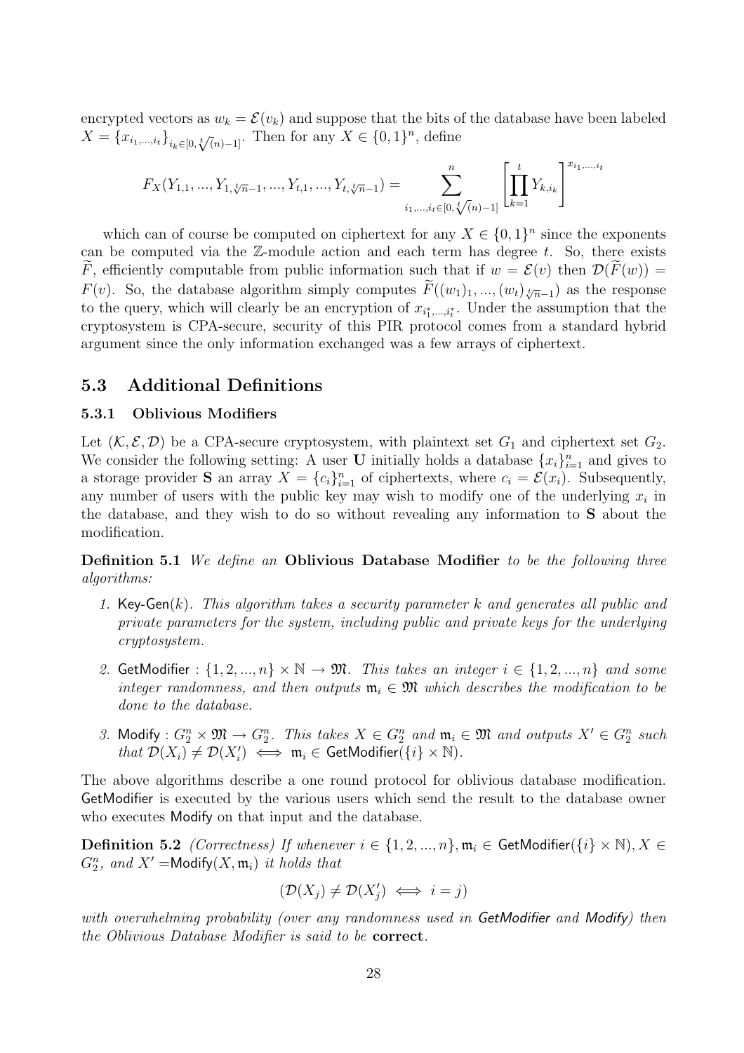encrypted vectors as $w_k = \mathcal{E}(v_k)$ and suppose that the bits of the database have been labeled $X = \{x_{i_1,...,i_t}\}_{i_k \in [0, \sqrt[t]{(n)}-1]}$. Then for any $X \in \{0,1\}^n$, define

$$F_X(Y_{1,1}, ..., Y_{1,\sqrt[t]{n}-1}, ..., Y_{t,1}, ..., Y_{t,\sqrt[t]{n}-1}) = \sum_{i_1,...,i_t \in [0,\sqrt[t]{(n)}-1]}^{n} \left[ \prod_{k=1}^{t} Y_{k,i_k} \right]^{x_{i_1,...,i_t}}$$

which can of course be computed on ciphertext for any $X \in \{0,1\}^n$ since the exponents can be computed via the $\mathbb{Z}$-module action and each term has degree $t$. So, there exists $\widetilde{F}$, efficiently computable from public information such that if $w = \mathcal{E}(v)$ then $\mathcal{D}(\widetilde{F}(w)) = F(v)$. So, the database algorithm simply computes $\widetilde{F}((w_1)_1, ..., (w_t)_{\sqrt[t]{n}-1})$ as the response to the query, which will clearly be an encryption of $x_{i_1^*,...,i_t^*}$. Under the assumption that the cryptosystem is CPA-secure, security of this PIR protocol comes from a standard hybrid argument since the only information exchanged was a few arrays of ciphertext.

## 5.3 Additional Definitions

### 5.3.1 Oblivious Modifiers

Let $(\mathcal{K}, \mathcal{E}, \mathcal{D})$ be a CPA-secure cryptosystem, with plaintext set $G_1$ and ciphertext set $G_2$. We consider the following setting: A user **U** initially holds a database $\{x_i\}_{i=1}^n$ and gives to a storage provider **S** an array $X = \{c_i\}_{i=1}^n$ of ciphertexts, where $c_i = \mathcal{E}(x_i)$. Subsequently, any number of users with the public key may wish to modify one of the underlying $x_i$ in the database, and they wish to do so without revealing any information to **S** about the modification.

**Definition 5.1** *We define an* **Oblivious Database Modifier** *to be the following three algorithms:*

1. Key-Gen$(k)$. *This algorithm takes a security parameter $k$ and generates all public and private parameters for the system, including public and private keys for the underlying cryptosystem.*
2. GetModifier : $\{1,2,...,n\} \times \mathbb{N} \to \mathfrak{M}$. *This takes an integer $i \in \{1,2,...,n\}$ and some integer randomness, and then outputs $\mathfrak{m}_i \in \mathfrak{M}$ which describes the modification to be done to the database.*
3. Modify : $G_2^n \times \mathfrak{M} \to G_2^n$. *This takes $X \in G_2^n$ and $\mathfrak{m}_i \in \mathfrak{M}$ and outputs $X' \in G_2^n$ such that $\mathcal{D}(X_i) \neq \mathcal{D}(X_i') \iff \mathfrak{m}_i \in \mathsf{GetModifier}(\{i\} \times \mathbb{N})$.*

The above algorithms describe a one round protocol for oblivious database modification. GetModifier is executed by the various users which send the result to the database owner who executes Modify on that input and the database.

**Definition 5.2** *(Correctness) If whenever $i \in \{1,2,...,n\}, \mathfrak{m}_i \in \mathsf{GetModifier}(\{i\} \times \mathbb{N}), X \in G_2^n$, and $X' = \mathsf{Modify}(X, \mathfrak{m}_i)$ it holds that*

$$(\mathcal{D}(X_j) \neq \mathcal{D}(X_j') \iff i = j)$$

*with overwhelming probability (over any randomness used in GetModifier and Modify) then the Oblivious Database Modifier is said to be* **correct**.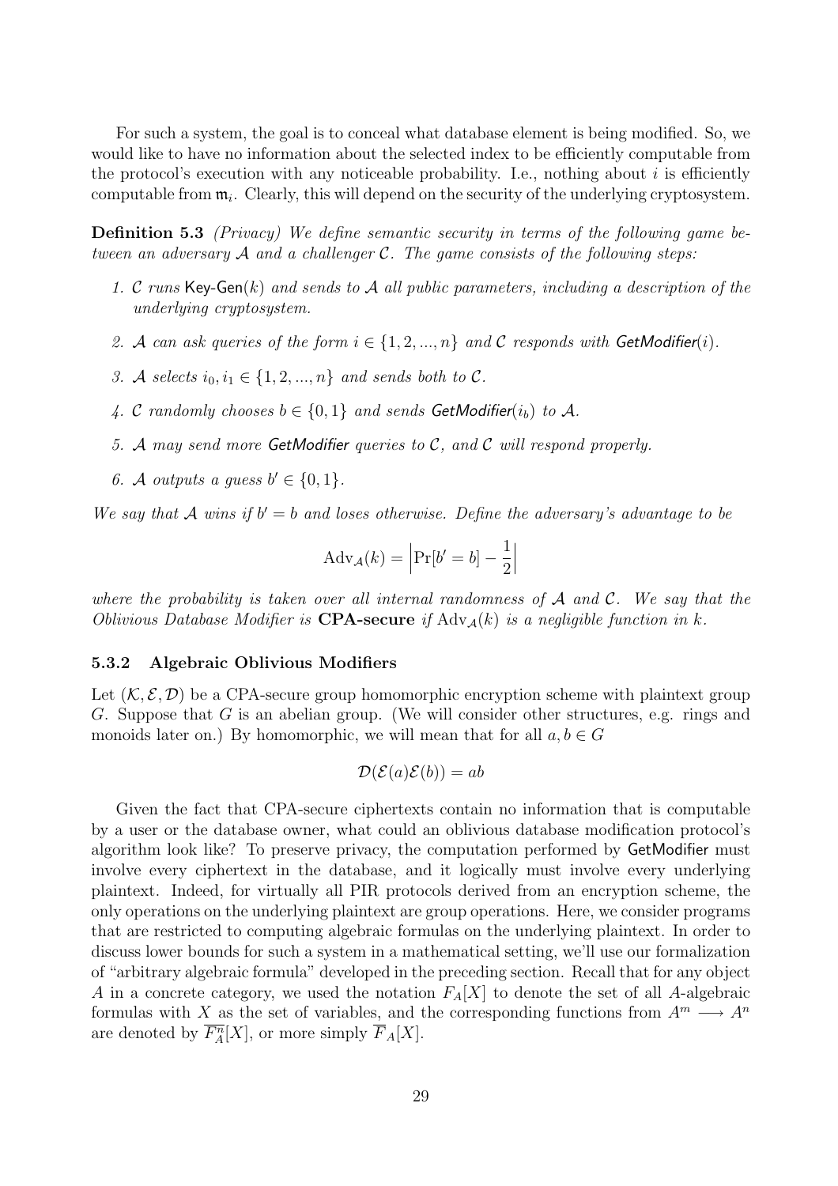For such a system, the goal is to conceal what database element is being modified. So, we would like to have no information about the selected index to be efficiently computable from the protocol's execution with any noticeable probability. I.e., nothing about $i$ is efficiently computable from $\mathfrak{m}_i$. Clearly, this will depend on the security of the underlying cryptosystem.

**Definition 5.3** *(Privacy) We define semantic security in terms of the following game between an adversary $\mathcal{A}$ and a challenger $\mathcal{C}$. The game consists of the following steps:*

1. *$\mathcal{C}$ runs $\mathsf{Key\text{-}Gen}(k)$ and sends to $\mathcal{A}$ all public parameters, including a description of the underlying cryptosystem.*
2. *$\mathcal{A}$ can ask queries of the form $i \in \{1, 2, ..., n\}$ and $\mathcal{C}$ responds with $\mathsf{GetModifier}(i)$.*
3. *$\mathcal{A}$ selects $i_0, i_1 \in \{1, 2, ..., n\}$ and sends both to $\mathcal{C}$.*
4. *$\mathcal{C}$ randomly chooses $b \in \{0, 1\}$ and sends $\mathsf{GetModifier}(i_b)$ to $\mathcal{A}$.*
5. *$\mathcal{A}$ may send more $\mathsf{GetModifier}$ queries to $\mathcal{C}$, and $\mathcal{C}$ will respond properly.*
6. *$\mathcal{A}$ outputs a guess $b' \in \{0, 1\}$.*

*We say that $\mathcal{A}$ wins if $b' = b$ and loses otherwise. Define the adversary's advantage to be*

$$\mathrm{Adv}_{\mathcal{A}}(k) = \left|\Pr[b' = b] - \frac{1}{2}\right|$$

*where the probability is taken over all internal randomness of $\mathcal{A}$ and $\mathcal{C}$. We say that the Oblivious Database Modifier is* **CPA-secure** *if $\mathrm{Adv}_{\mathcal{A}}(k)$ is a negligible function in $k$.*

### 5.3.2 Algebraic Oblivious Modifiers

Let $(\mathcal{K}, \mathcal{E}, \mathcal{D})$ be a CPA-secure group homomorphic encryption scheme with plaintext group $G$. Suppose that $G$ is an abelian group. (We will consider other structures, e.g. rings and monoids later on.) By homomorphic, we will mean that for all $a, b \in G$

$$\mathcal{D}(\mathcal{E}(a)\mathcal{E}(b)) = ab$$

Given the fact that CPA-secure ciphertexts contain no information that is computable by a user or the database owner, what could an oblivious database modification protocol's algorithm look like? To preserve privacy, the computation performed by $\mathsf{GetModifier}$ must involve every ciphertext in the database, and it logically must involve every underlying plaintext. Indeed, for virtually all PIR protocols derived from an encryption scheme, the only operations on the underlying plaintext are group operations. Here, we consider programs that are restricted to computing algebraic formulas on the underlying plaintext. In order to discuss lower bounds for such a system in a mathematical setting, we'll use our formalization of "arbitrary algebraic formula" developed in the preceding section. Recall that for any object $A$ in a concrete category, we used the notation $F_A[X]$ to denote the set of all $A$-algebraic formulas with $X$ as the set of variables, and the corresponding functions from $A^m \longrightarrow A^n$ are denoted by $\overline{F_A^n}[X]$, or more simply $\overline{F}_A[X]$.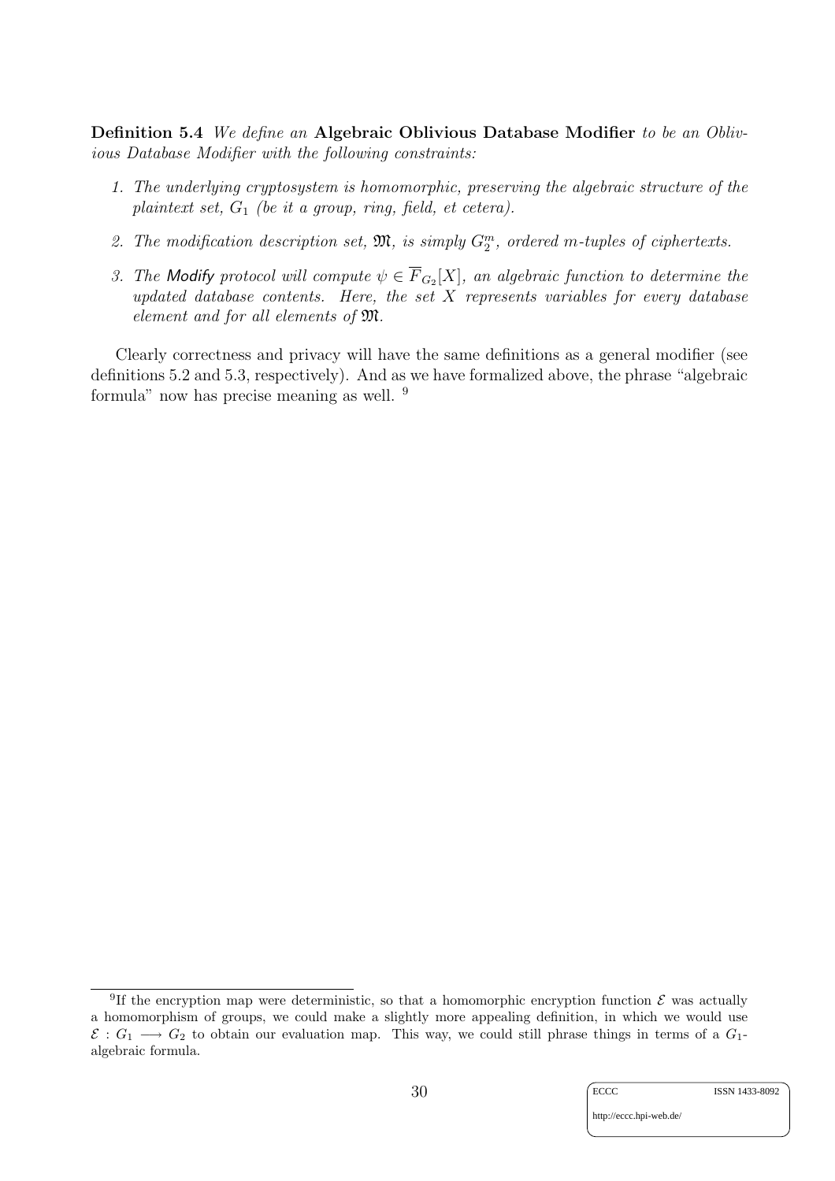**Definition 5.4** *We define an* **Algebraic Oblivious Database Modifier** *to be an Oblivious Database Modifier with the following constraints:*

1. *The underlying cryptosystem is homomorphic, preserving the algebraic structure of the plaintext set, $G_1$ (be it a group, ring, field, et cetera).*
2. *The modification description set, $\mathfrak{M}$, is simply $G_2^m$, ordered m-tuples of ciphertexts.*
3. *The* **Modify** *protocol will compute $\psi \in \overline{F}_{G_2}[X]$, an algebraic function to determine the updated database contents. Here, the set $X$ represents variables for every database element and for all elements of $\mathfrak{M}$.*

Clearly correctness and privacy will have the same definitions as a general modifier (see definitions 5.2 and 5.3, respectively). And as we have formalized above, the phrase "algebraic formula" now has precise meaning as well. [9]

[9] If the encryption map were deterministic, so that a homomorphic encryption function $\mathcal{E}$ was actually a homomorphism of groups, we could make a slightly more appealing definition, in which we would use $\mathcal{E} : G_1 \longrightarrow G_2$ to obtain our evaluation map. This way, we could still phrase things in terms of a $G_1$-algebraic formula.